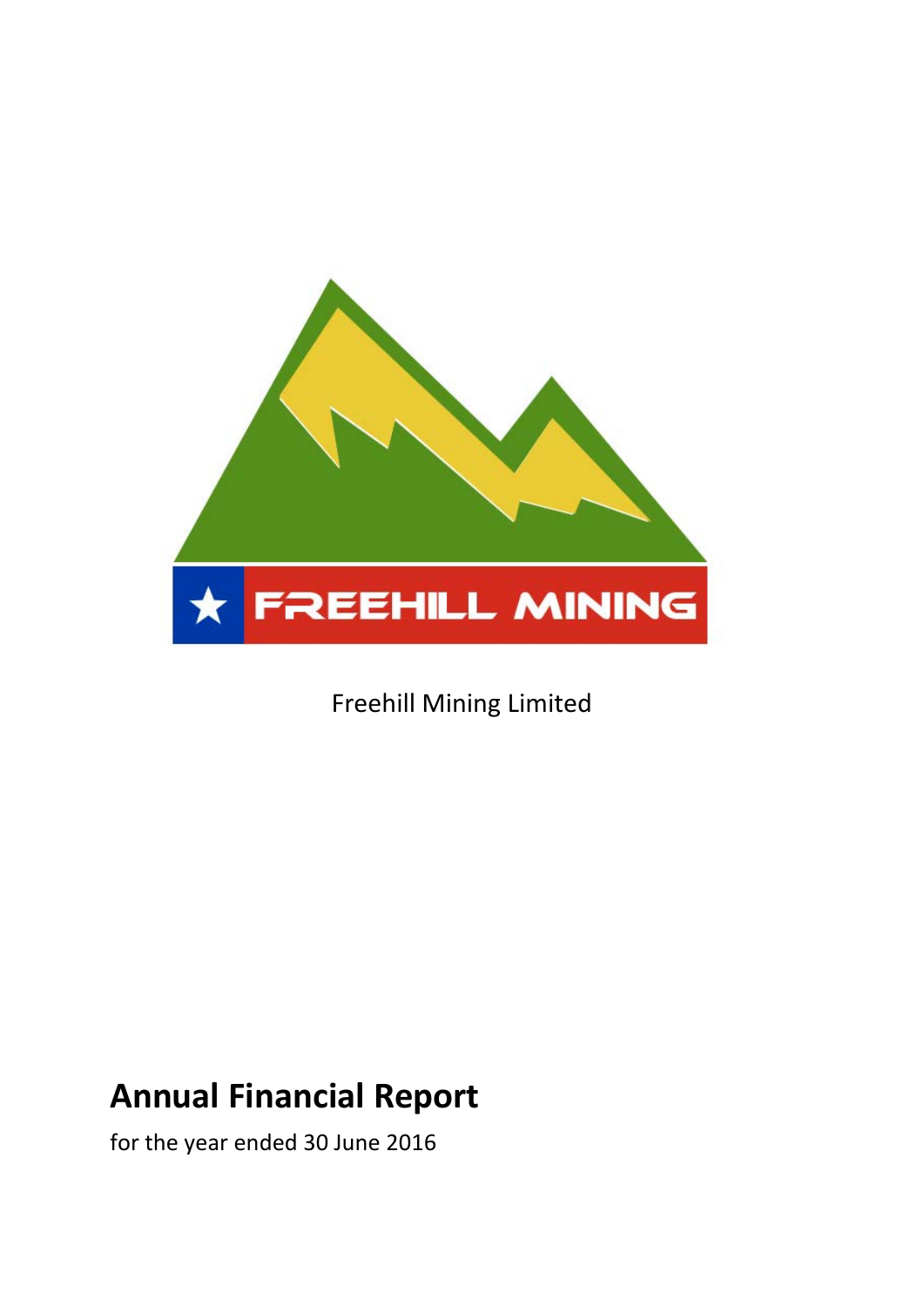Freehill Mining Limited

# Annual Financial Report

for the year ended 30 June 2016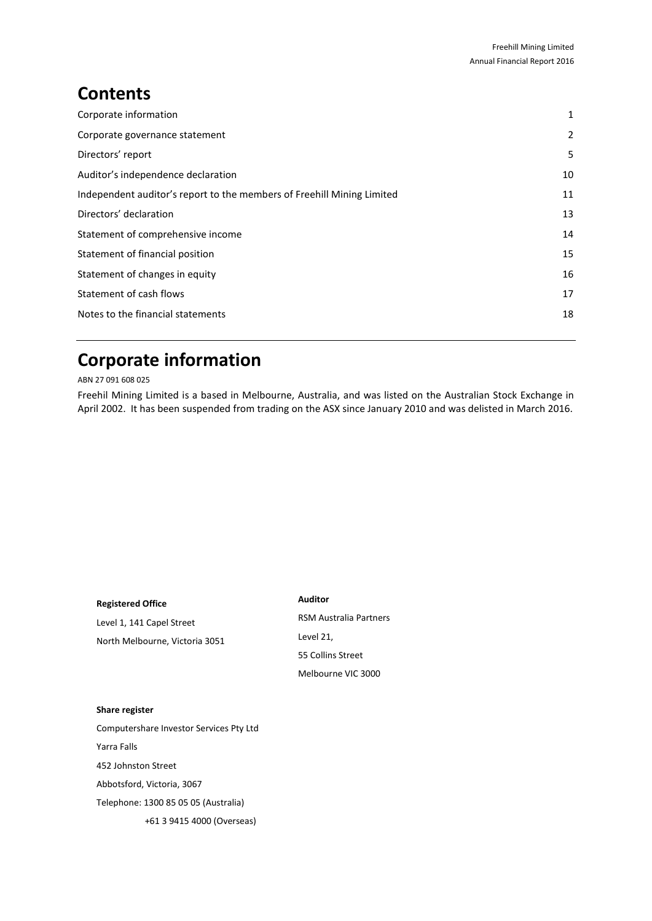# Contents

| | |
|---|---|
| Corporate information | 1 |
| Corporate governance statement | 2 |
| Directors' report | 5 |
| Auditor's independence declaration | 10 |
| Independent auditor's report to the members of Freehill Mining Limited | 11 |
| Directors' declaration | 13 |
| Statement of comprehensive income | 14 |
| Statement of financial position | 15 |
| Statement of changes in equity | 16 |
| Statement of cash flows | 17 |
| Notes to the financial statements | 18 |

# Corporate information

ABN 27 091 608 025

Freehil Mining Limited is a based in Melbourne, Australia, and was listed on the Australian Stock Exchange in April 2002. It has been suspended from trading on the ASX since January 2010 and was delisted in March 2016.

**Registered Office**

Level 1, 141 Capel Street

North Melbourne, Victoria 3051

**Auditor**

RSM Australia Partners

Level 21,

55 Collins Street

Melbourne VIC 3000

**Share register**

Computershare Investor Services Pty Ltd

Yarra Falls

452 Johnston Street

Abbotsford, Victoria, 3067

Telephone: 1300 85 05 05 (Australia)

+61 3 9415 4000 (Overseas)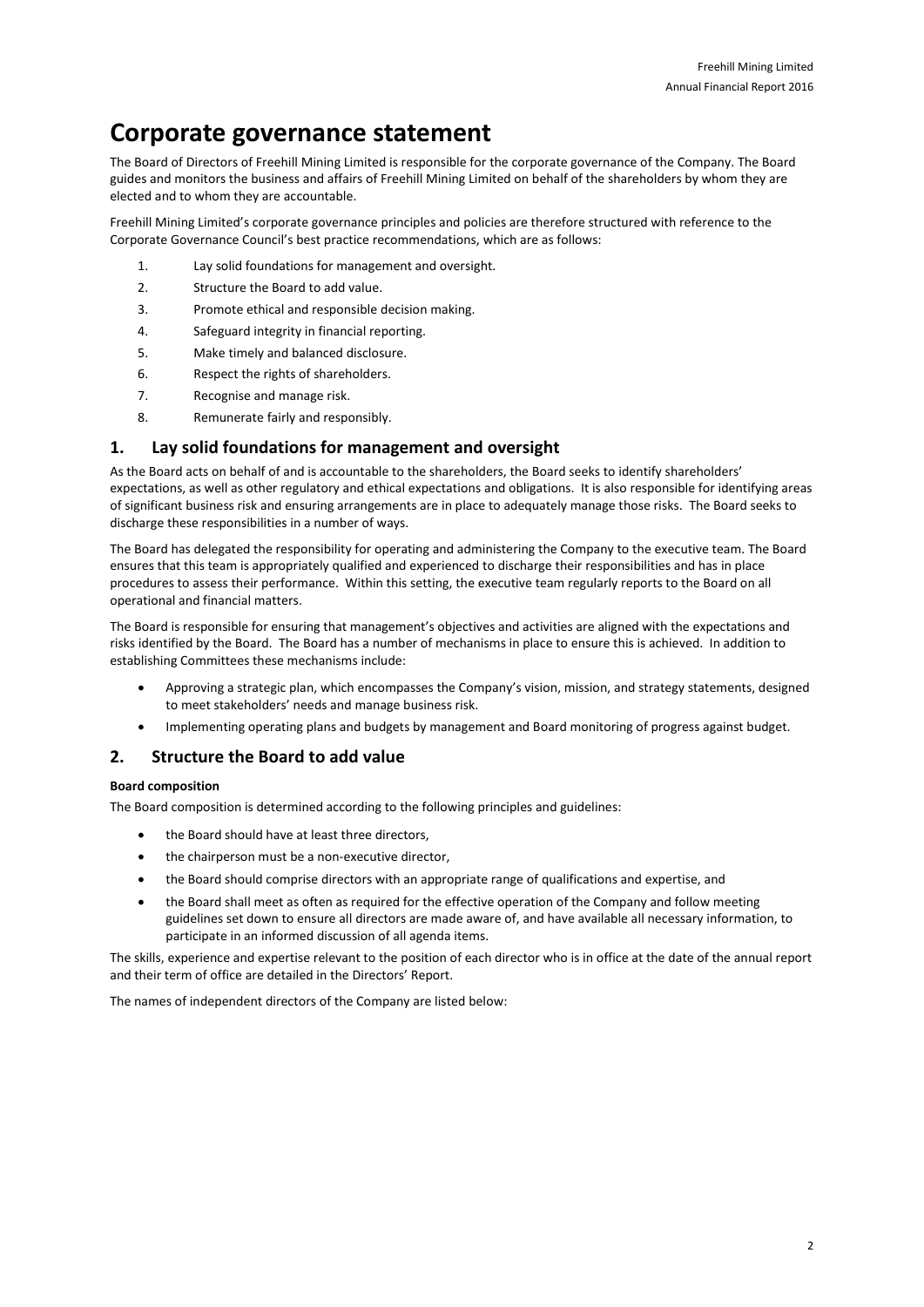# Corporate governance statement

The Board of Directors of Freehill Mining Limited is responsible for the corporate governance of the Company. The Board guides and monitors the business and affairs of Freehill Mining Limited on behalf of the shareholders by whom they are elected and to whom they are accountable.

Freehill Mining Limited's corporate governance principles and policies are therefore structured with reference to the Corporate Governance Council's best practice recommendations, which are as follows:

1. Lay solid foundations for management and oversight.
2. Structure the Board to add value.
3. Promote ethical and responsible decision making.
4. Safeguard integrity in financial reporting.
5. Make timely and balanced disclosure.
6. Respect the rights of shareholders.
7. Recognise and manage risk.
8. Remunerate fairly and responsibly.

## 1. Lay solid foundations for management and oversight

As the Board acts on behalf of and is accountable to the shareholders, the Board seeks to identify shareholders' expectations, as well as other regulatory and ethical expectations and obligations. It is also responsible for identifying areas of significant business risk and ensuring arrangements are in place to adequately manage those risks. The Board seeks to discharge these responsibilities in a number of ways.

The Board has delegated the responsibility for operating and administering the Company to the executive team. The Board ensures that this team is appropriately qualified and experienced to discharge their responsibilities and has in place procedures to assess their performance. Within this setting, the executive team regularly reports to the Board on all operational and financial matters.

The Board is responsible for ensuring that management's objectives and activities are aligned with the expectations and risks identified by the Board. The Board has a number of mechanisms in place to ensure this is achieved. In addition to establishing Committees these mechanisms include:

- Approving a strategic plan, which encompasses the Company's vision, mission, and strategy statements, designed to meet stakeholders' needs and manage business risk.
- Implementing operating plans and budgets by management and Board monitoring of progress against budget.

## 2. Structure the Board to add value

**Board composition**

The Board composition is determined according to the following principles and guidelines:

- the Board should have at least three directors,
- the chairperson must be a non-executive director,
- the Board should comprise directors with an appropriate range of qualifications and expertise, and
- the Board shall meet as often as required for the effective operation of the Company and follow meeting guidelines set down to ensure all directors are made aware of, and have available all necessary information, to participate in an informed discussion of all agenda items.

The skills, experience and expertise relevant to the position of each director who is in office at the date of the annual report and their term of office are detailed in the Directors' Report.

The names of independent directors of the Company are listed below: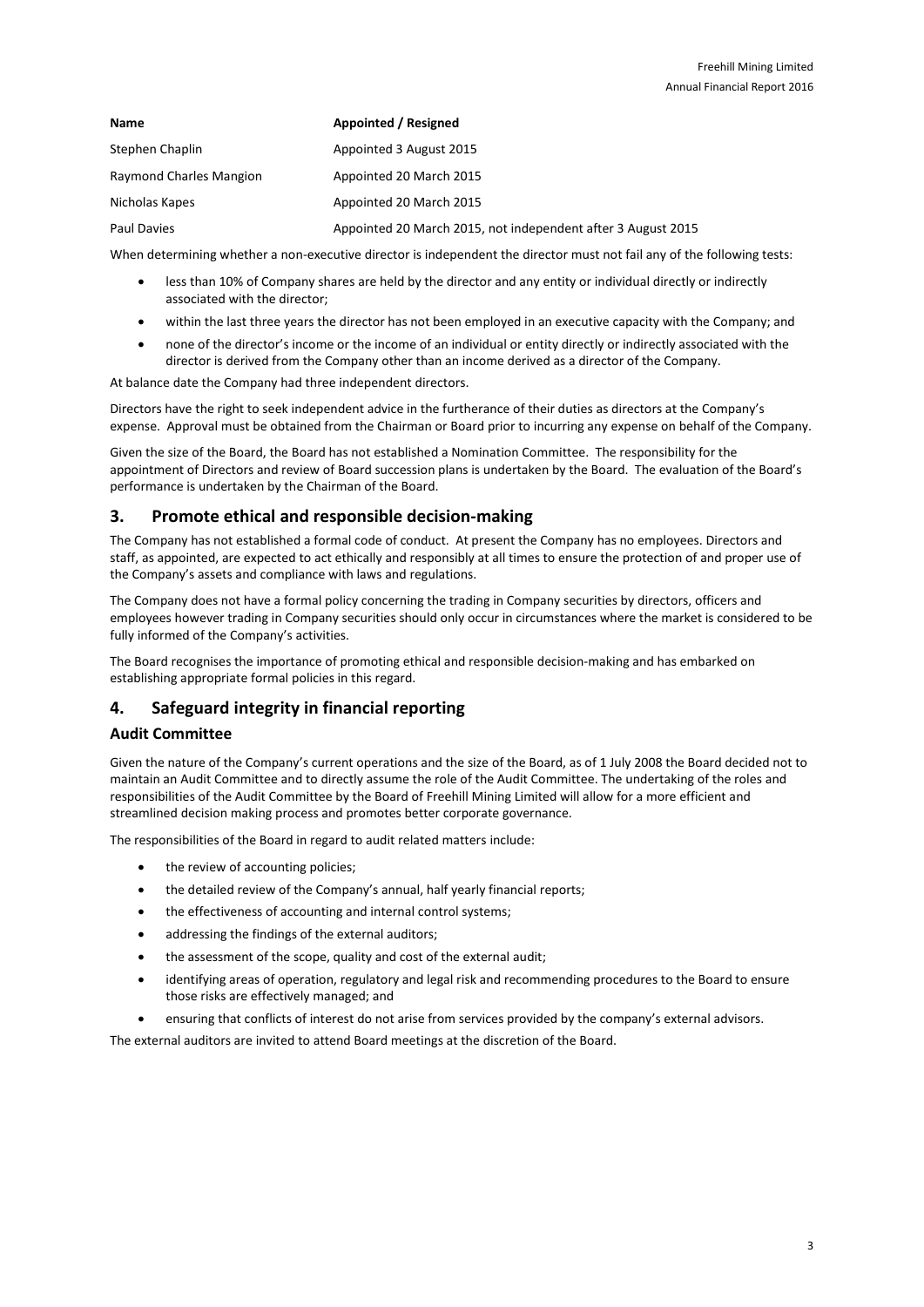| Name | Appointed / Resigned |
|---|---|
| Stephen Chaplin | Appointed 3 August 2015 |
| Raymond Charles Mangion | Appointed 20 March 2015 |
| Nicholas Kapes | Appointed 20 March 2015 |
| Paul Davies | Appointed 20 March 2015, not independent after 3 August 2015 |

When determining whether a non-executive director is independent the director must not fail any of the following tests:

- less than 10% of Company shares are held by the director and any entity or individual directly or indirectly associated with the director;
- within the last three years the director has not been employed in an executive capacity with the Company; and
- none of the director's income or the income of an individual or entity directly or indirectly associated with the director is derived from the Company other than an income derived as a director of the Company.

At balance date the Company had three independent directors.

Directors have the right to seek independent advice in the furtherance of their duties as directors at the Company's expense. Approval must be obtained from the Chairman or Board prior to incurring any expense on behalf of the Company.

Given the size of the Board, the Board has not established a Nomination Committee. The responsibility for the appointment of Directors and review of Board succession plans is undertaken by the Board. The evaluation of the Board's performance is undertaken by the Chairman of the Board.

## 3. Promote ethical and responsible decision-making

The Company has not established a formal code of conduct. At present the Company has no employees. Directors and staff, as appointed, are expected to act ethically and responsibly at all times to ensure the protection of and proper use of the Company's assets and compliance with laws and regulations.

The Company does not have a formal policy concerning the trading in Company securities by directors, officers and employees however trading in Company securities should only occur in circumstances where the market is considered to be fully informed of the Company's activities.

The Board recognises the importance of promoting ethical and responsible decision-making and has embarked on establishing appropriate formal policies in this regard.

## 4. Safeguard integrity in financial reporting

### Audit Committee

Given the nature of the Company's current operations and the size of the Board, as of 1 July 2008 the Board decided not to maintain an Audit Committee and to directly assume the role of the Audit Committee. The undertaking of the roles and responsibilities of the Audit Committee by the Board of Freehill Mining Limited will allow for a more efficient and streamlined decision making process and promotes better corporate governance.

The responsibilities of the Board in regard to audit related matters include:

- the review of accounting policies;
- the detailed review of the Company's annual, half yearly financial reports;
- the effectiveness of accounting and internal control systems;
- addressing the findings of the external auditors;
- the assessment of the scope, quality and cost of the external audit;
- identifying areas of operation, regulatory and legal risk and recommending procedures to the Board to ensure those risks are effectively managed; and
- ensuring that conflicts of interest do not arise from services provided by the company's external advisors.

The external auditors are invited to attend Board meetings at the discretion of the Board.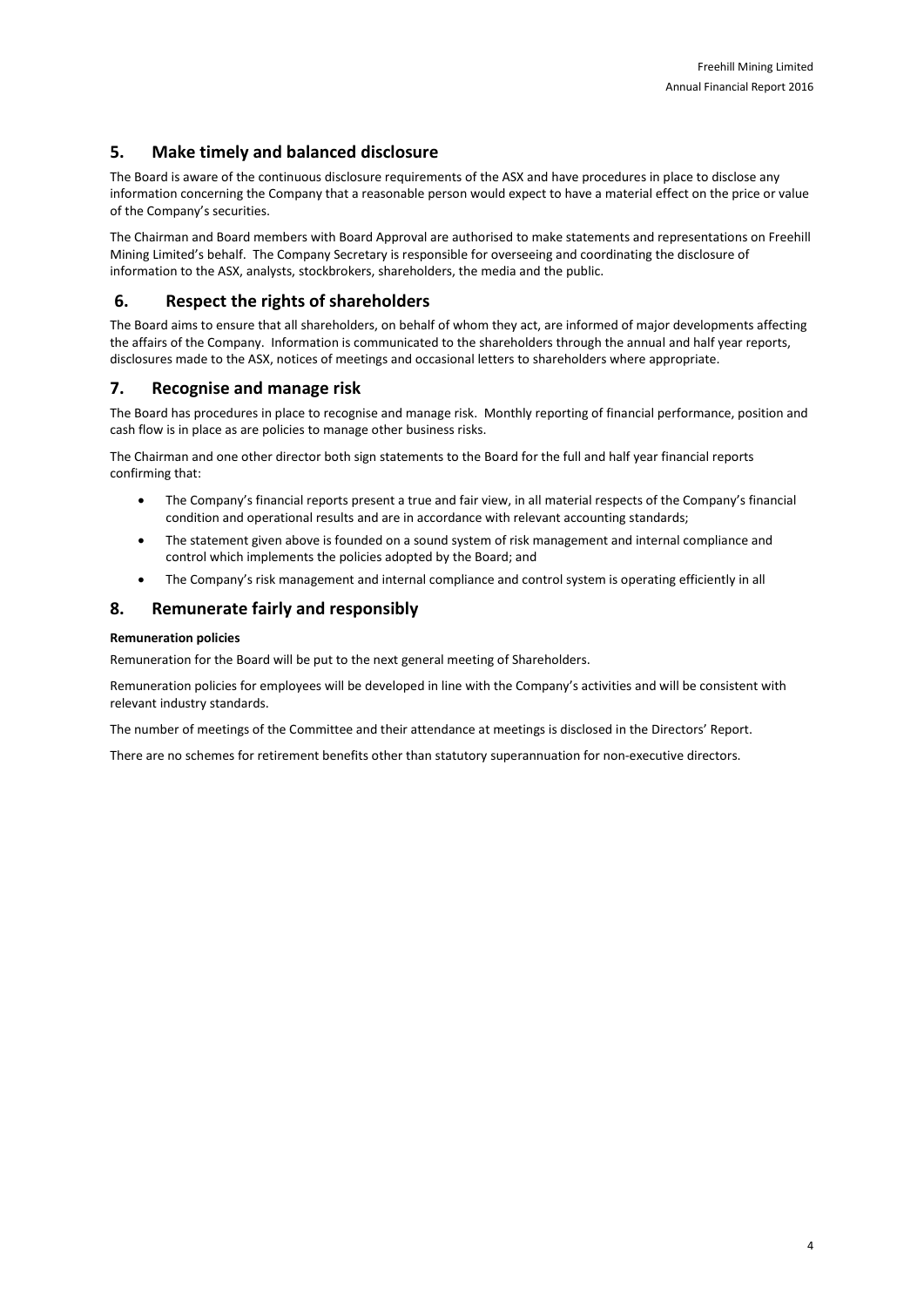## 5. Make timely and balanced disclosure

The Board is aware of the continuous disclosure requirements of the ASX and have procedures in place to disclose any information concerning the Company that a reasonable person would expect to have a material effect on the price or value of the Company's securities.

The Chairman and Board members with Board Approval are authorised to make statements and representations on Freehill Mining Limited's behalf. The Company Secretary is responsible for overseeing and coordinating the disclosure of information to the ASX, analysts, stockbrokers, shareholders, the media and the public.

## 6. Respect the rights of shareholders

The Board aims to ensure that all shareholders, on behalf of whom they act, are informed of major developments affecting the affairs of the Company. Information is communicated to the shareholders through the annual and half year reports, disclosures made to the ASX, notices of meetings and occasional letters to shareholders where appropriate.

## 7. Recognise and manage risk

The Board has procedures in place to recognise and manage risk. Monthly reporting of financial performance, position and cash flow is in place as are policies to manage other business risks.

The Chairman and one other director both sign statements to the Board for the full and half year financial reports confirming that:

- The Company's financial reports present a true and fair view, in all material respects of the Company's financial condition and operational results and are in accordance with relevant accounting standards;
- The statement given above is founded on a sound system of risk management and internal compliance and control which implements the policies adopted by the Board; and
- The Company's risk management and internal compliance and control system is operating efficiently in all

## 8. Remunerate fairly and responsibly

**Remuneration policies**

Remuneration for the Board will be put to the next general meeting of Shareholders.

Remuneration policies for employees will be developed in line with the Company's activities and will be consistent with relevant industry standards.

The number of meetings of the Committee and their attendance at meetings is disclosed in the Directors' Report.

There are no schemes for retirement benefits other than statutory superannuation for non-executive directors.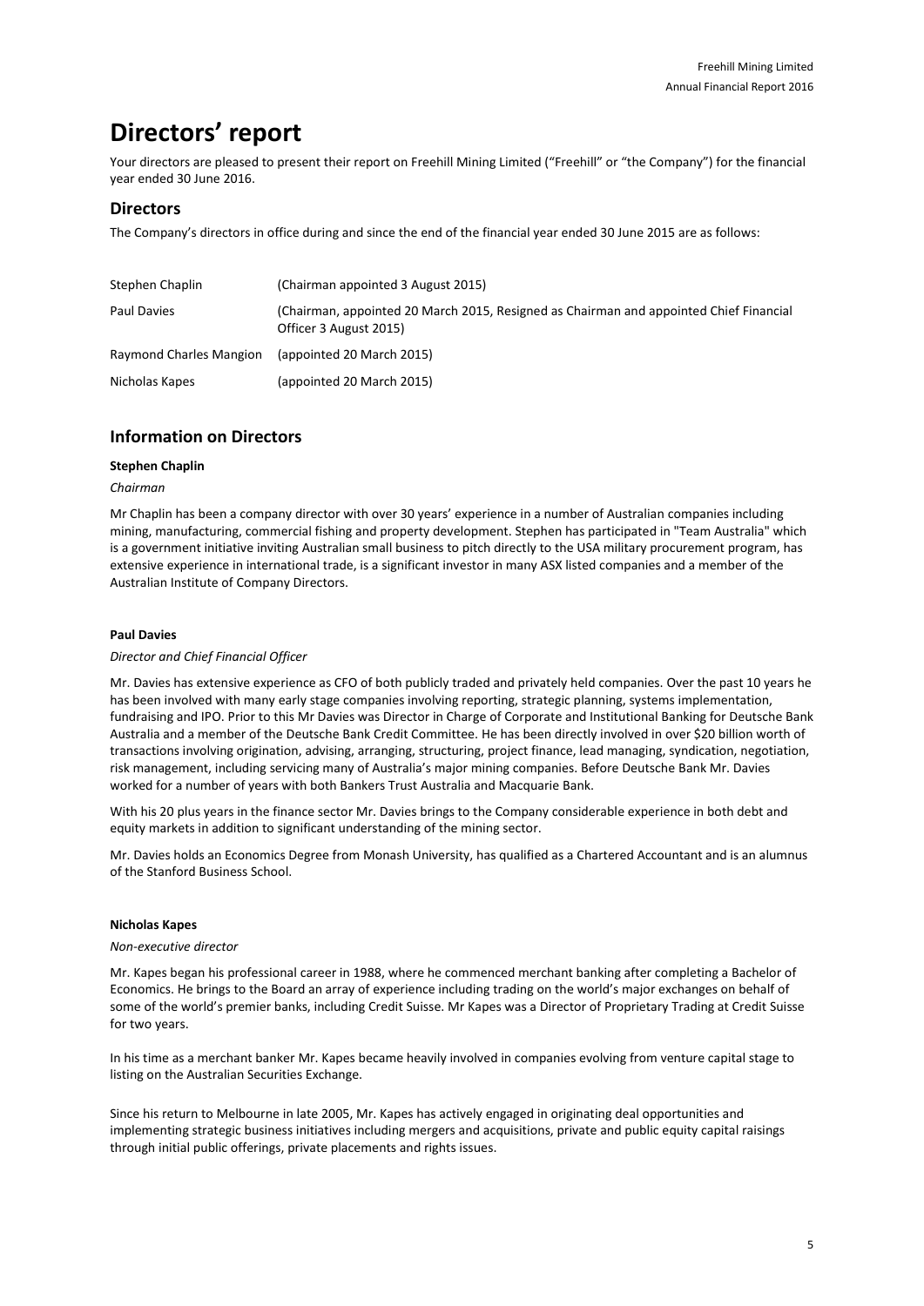# Directors' report

Your directors are pleased to present their report on Freehill Mining Limited ("Freehill" or "the Company") for the financial year ended 30 June 2016.

## Directors

The Company's directors in office during and since the end of the financial year ended 30 June 2015 are as follows:

| | |
|---|---|
| Stephen Chaplin | (Chairman appointed 3 August 2015) |
| Paul Davies | (Chairman, appointed 20 March 2015, Resigned as Chairman and appointed Chief Financial Officer 3 August 2015) |
| Raymond Charles Mangion | (appointed 20 March 2015) |
| Nicholas Kapes | (appointed 20 March 2015) |

## Information on Directors

**Stephen Chaplin**

*Chairman*

Mr Chaplin has been a company director with over 30 years' experience in a number of Australian companies including mining, manufacturing, commercial fishing and property development. Stephen has participated in "Team Australia" which is a government initiative inviting Australian small business to pitch directly to the USA military procurement program, has extensive experience in international trade, is a significant investor in many ASX listed companies and a member of the Australian Institute of Company Directors.

**Paul Davies**

*Director and Chief Financial Officer*

Mr. Davies has extensive experience as CFO of both publicly traded and privately held companies. Over the past 10 years he has been involved with many early stage companies involving reporting, strategic planning, systems implementation, fundraising and IPO. Prior to this Mr Davies was Director in Charge of Corporate and Institutional Banking for Deutsche Bank Australia and a member of the Deutsche Bank Credit Committee. He has been directly involved in over $20 billion worth of transactions involving origination, advising, arranging, structuring, project finance, lead managing, syndication, negotiation, risk management, including servicing many of Australia's major mining companies. Before Deutsche Bank Mr. Davies worked for a number of years with both Bankers Trust Australia and Macquarie Bank.

With his 20 plus years in the finance sector Mr. Davies brings to the Company considerable experience in both debt and equity markets in addition to significant understanding of the mining sector.

Mr. Davies holds an Economics Degree from Monash University, has qualified as a Chartered Accountant and is an alumnus of the Stanford Business School.

**Nicholas Kapes**

*Non-executive director*

Mr. Kapes began his professional career in 1988, where he commenced merchant banking after completing a Bachelor of Economics. He brings to the Board an array of experience including trading on the world's major exchanges on behalf of some of the world's premier banks, including Credit Suisse. Mr Kapes was a Director of Proprietary Trading at Credit Suisse for two years.

In his time as a merchant banker Mr. Kapes became heavily involved in companies evolving from venture capital stage to listing on the Australian Securities Exchange.

Since his return to Melbourne in late 2005, Mr. Kapes has actively engaged in originating deal opportunities and implementing strategic business initiatives including mergers and acquisitions, private and public equity capital raisings through initial public offerings, private placements and rights issues.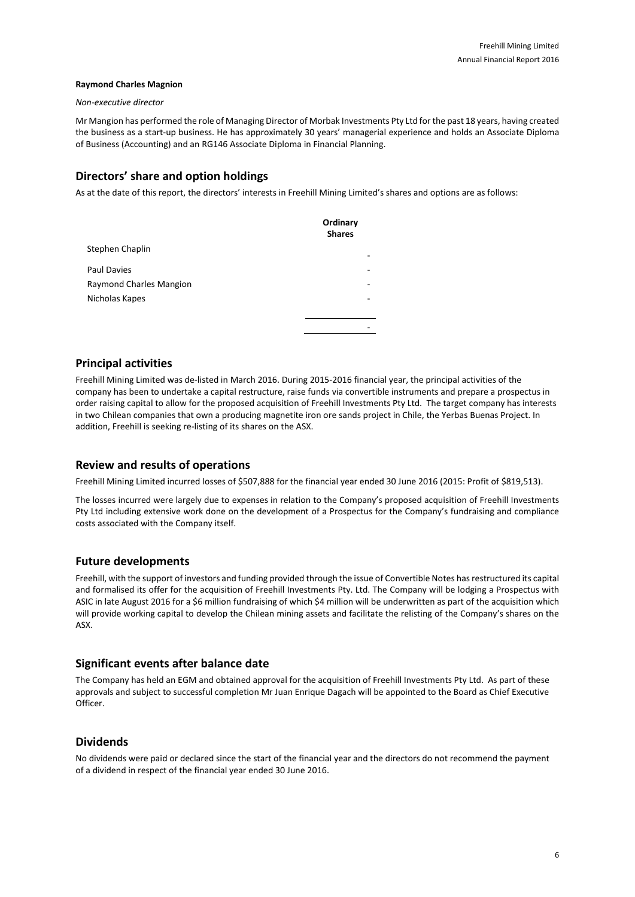**Raymond Charles Magnion**

*Non-executive director*

Mr Mangion has performed the role of Managing Director of Morbak Investments Pty Ltd for the past 18 years, having created the business as a start-up business. He has approximately 30 years' managerial experience and holds an Associate Diploma of Business (Accounting) and an RG146 Associate Diploma in Financial Planning.

## Directors' share and option holdings

As at the date of this report, the directors' interests in Freehill Mining Limited's shares and options are as follows:

| | Ordinary Shares |
|---|---|
| Stephen Chaplin | - |
| Paul Davies | - |
| Raymond Charles Mangion | - |
| Nicholas Kapes | - |
| | - |

## Principal activities

Freehill Mining Limited was de-listed in March 2016. During 2015-2016 financial year, the principal activities of the company has been to undertake a capital restructure, raise funds via convertible instruments and prepare a prospectus in order raising capital to allow for the proposed acquisition of Freehill Investments Pty Ltd. The target company has interests in two Chilean companies that own a producing magnetite iron ore sands project in Chile, the Yerbas Buenas Project. In addition, Freehill is seeking re-listing of its shares on the ASX.

## Review and results of operations

Freehill Mining Limited incurred losses of $507,888 for the financial year ended 30 June 2016 (2015: Profit of $819,513).

The losses incurred were largely due to expenses in relation to the Company's proposed acquisition of Freehill Investments Pty Ltd including extensive work done on the development of a Prospectus for the Company's fundraising and compliance costs associated with the Company itself.

## Future developments

Freehill, with the support of investors and funding provided through the issue of Convertible Notes has restructured its capital and formalised its offer for the acquisition of Freehill Investments Pty. Ltd. The Company will be lodging a Prospectus with ASIC in late August 2016 for a $6 million fundraising of which $4 million will be underwritten as part of the acquisition which will provide working capital to develop the Chilean mining assets and facilitate the relisting of the Company's shares on the ASX.

## Significant events after balance date

The Company has held an EGM and obtained approval for the acquisition of Freehill Investments Pty Ltd. As part of these approvals and subject to successful completion Mr Juan Enrique Dagach will be appointed to the Board as Chief Executive Officer.

## Dividends

No dividends were paid or declared since the start of the financial year and the directors do not recommend the payment of a dividend in respect of the financial year ended 30 June 2016.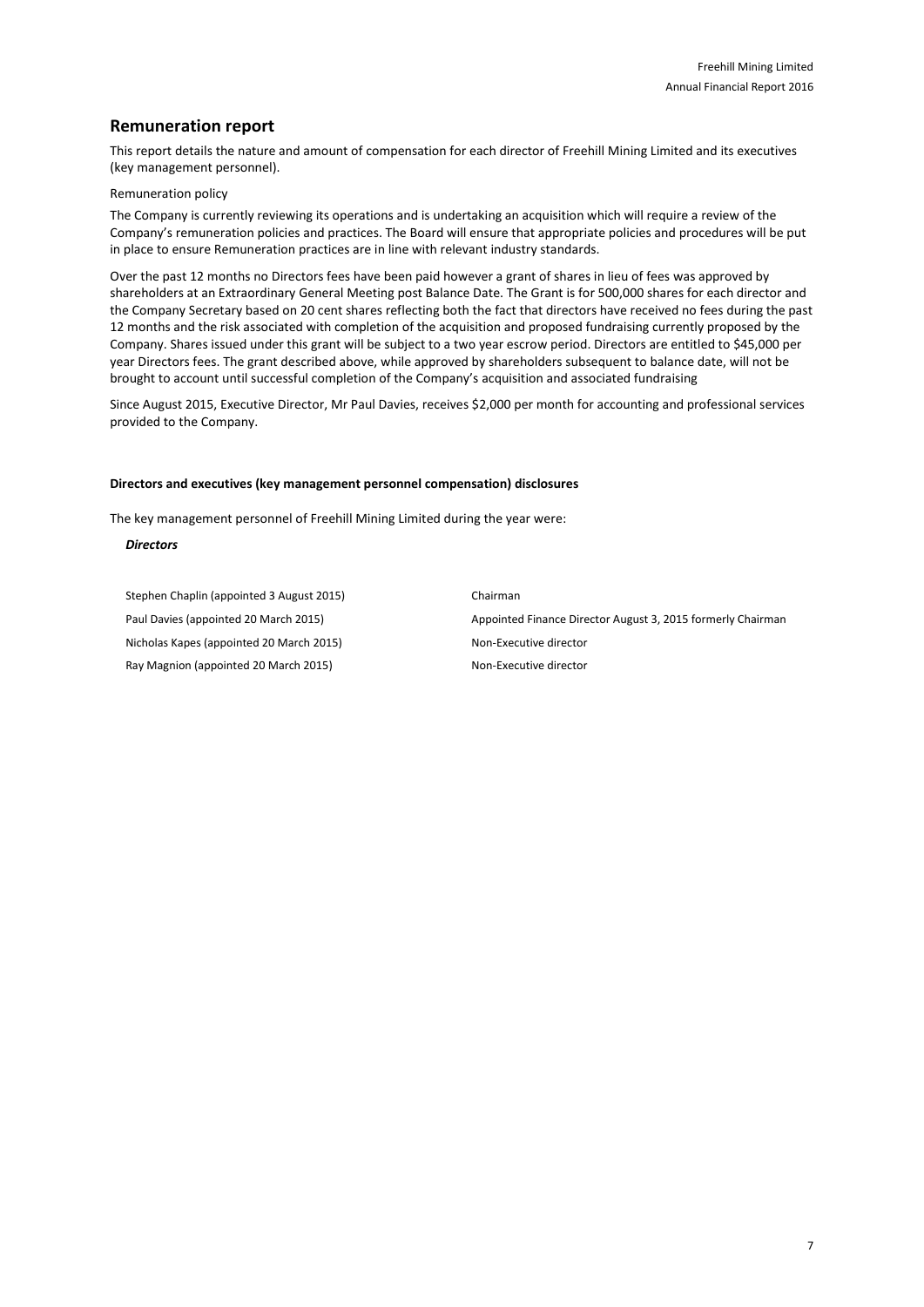## Remuneration report

This report details the nature and amount of compensation for each director of Freehill Mining Limited and its executives (key management personnel).

Remuneration policy

The Company is currently reviewing its operations and is undertaking an acquisition which will require a review of the Company's remuneration policies and practices. The Board will ensure that appropriate policies and procedures will be put in place to ensure Remuneration practices are in line with relevant industry standards.

Over the past 12 months no Directors fees have been paid however a grant of shares in lieu of fees was approved by shareholders at an Extraordinary General Meeting post Balance Date. The Grant is for 500,000 shares for each director and the Company Secretary based on 20 cent shares reflecting both the fact that directors have received no fees during the past 12 months and the risk associated with completion of the acquisition and proposed fundraising currently proposed by the Company. Shares issued under this grant will be subject to a two year escrow period. Directors are entitled to $45,000 per year Directors fees. The grant described above, while approved by shareholders subsequent to balance date, will not be brought to account until successful completion of the Company's acquisition and associated fundraising

Since August 2015, Executive Director, Mr Paul Davies, receives $2,000 per month for accounting and professional services provided to the Company.

**Directors and executives (key management personnel compensation) disclosures**

The key management personnel of Freehill Mining Limited during the year were:

***Directors***

| | |
|---|---|
| Stephen Chaplin (appointed 3 August 2015) | Chairman |
| Paul Davies (appointed 20 March 2015) | Appointed Finance Director August 3, 2015 formerly Chairman |
| Nicholas Kapes (appointed 20 March 2015) | Non-Executive director |
| Ray Magnion (appointed 20 March 2015) | Non-Executive director |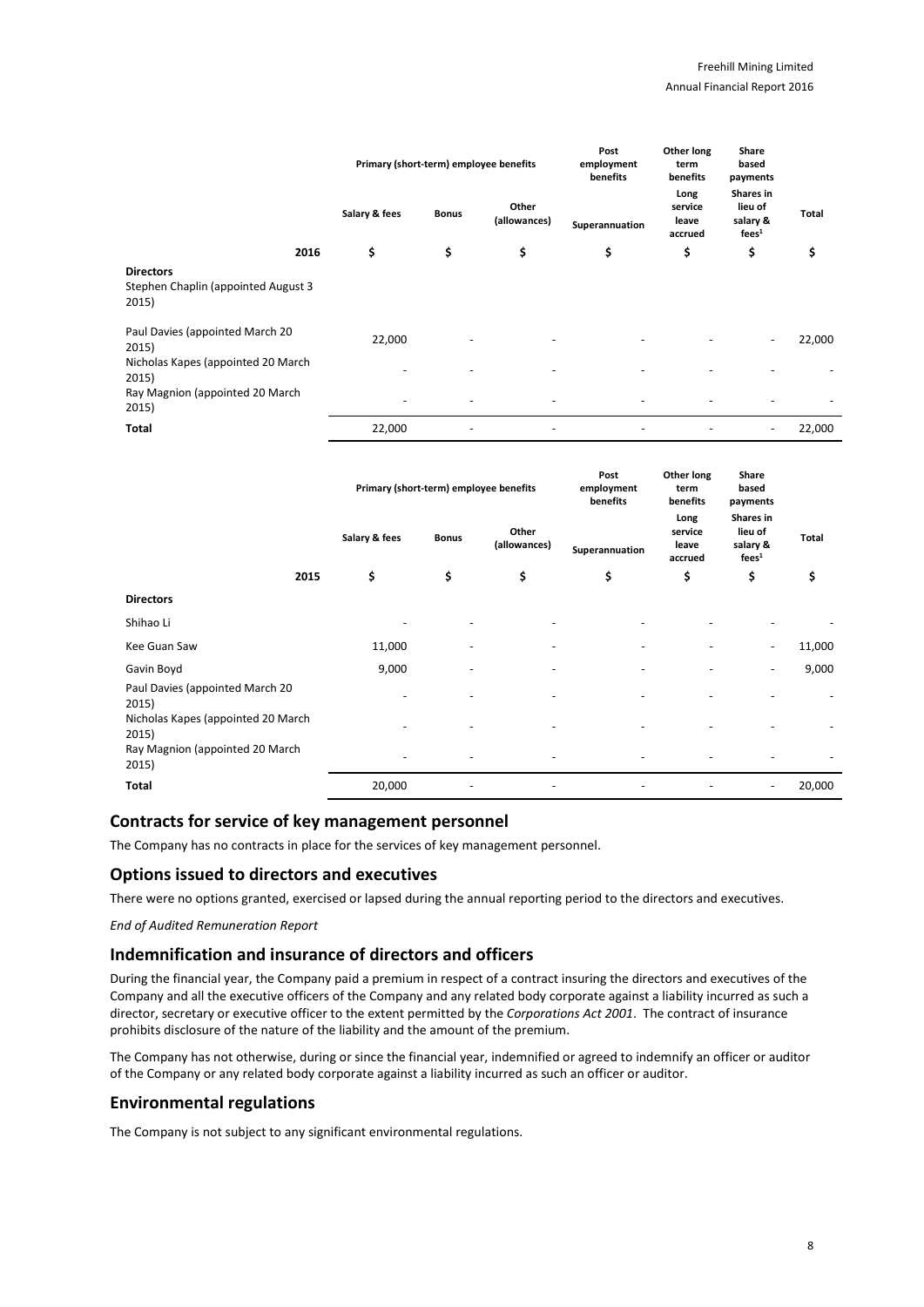| | Primary (short-term) employee benefits | | | Post employment benefits | Other long term benefits | Share based payments | |
|---|---|---|---|---|---|---|---|
| | Salary & fees | Bonus | Other (allowances) | Superannuation | Long service leave accrued | Shares in lieu of fees[1] | Total |
| **2016** | $ | $ | $ | $ | $ | $ | $ |
| **Directors** | | | | | | | |
| Stephen Chaplin (appointed August 3 2015) | | | | | | | |
| Paul Davies (appointed March 20 2015) | 22,000 | - | - | - | - | - | 22,000 |
| Nicholas Kapes (appointed 20 March 2015) | - | - | - | - | - | - | - |
| Ray Magnion (appointed 20 March 2015) | - | - | - | - | - | - | - |
| **Total** | 22,000 | - | - | - | - | - | 22,000 |

| | Primary (short-term) employee benefits | | | Post employment benefits | Other long term benefits | Share based payments | |
|---|---|---|---|---|---|---|---|
| | Salary & fees | Bonus | Other (allowances) | Superannuation | Long service leave accrued | Shares in lieu of salary & fees[1] | Total |
| **2015** | $ | $ | $ | $ | $ | $ | $ |
| **Directors** | | | | | | | |
| Shihao Li | - | - | - | - | - | - | - |
| Kee Guan Saw | 11,000 | - | - | - | - | - | 11,000 |
| Gavin Boyd | 9,000 | - | - | - | - | - | 9,000 |
| Paul Davies (appointed March 20 2015) | - | - | - | - | - | - | - |
| Nicholas Kapes (appointed 20 March 2015) | - | - | - | - | - | - | - |
| Ray Magnion (appointed 20 March 2015) | - | - | - | - | - | - | - |
| **Total** | 20,000 | - | - | - | - | - | 20,000 |

## Contracts for service of key management personnel

The Company has no contracts in place for the services of key management personnel.

## Options issued to directors and executives

There were no options granted, exercised or lapsed during the annual reporting period to the directors and executives.

*End of Audited Remuneration Report*

## Indemnification and insurance of directors and officers

During the financial year, the Company paid a premium in respect of a contract insuring the directors and executives of the Company and all the executive officers of the Company and any related body corporate against a liability incurred as such a director, secretary or executive officer to the extent permitted by the *Corporations Act 2001*. The contract of insurance prohibits disclosure of the nature of the liability and the amount of the premium.

The Company has not otherwise, during or since the financial year, indemnified or agreed to indemnify an officer or auditor of the Company or any related body corporate against a liability incurred as such an officer or auditor.

## Environmental regulations

The Company is not subject to any significant environmental regulations.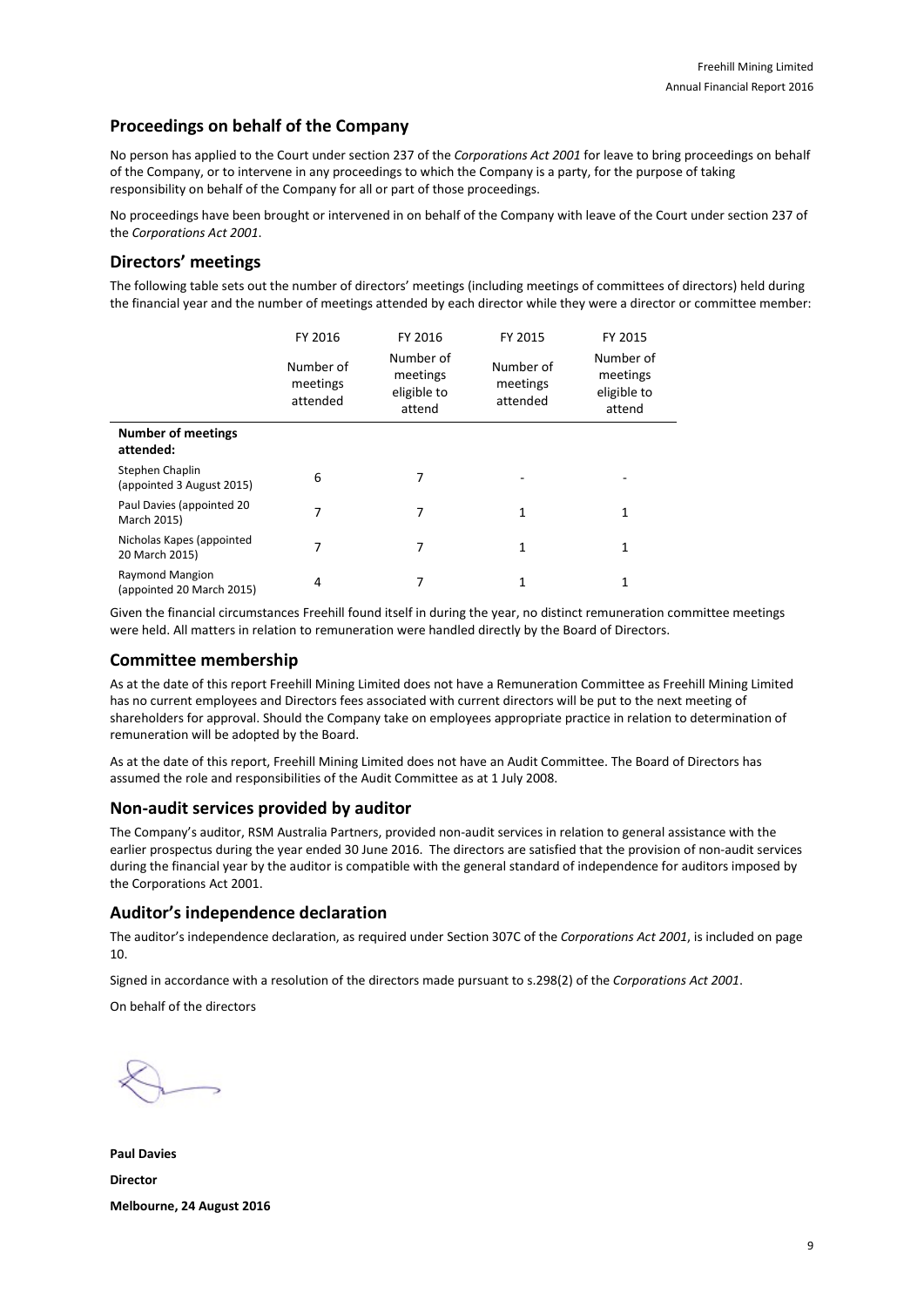## Proceedings on behalf of the Company

No person has applied to the Court under section 237 of the *Corporations Act 2001* for leave to bring proceedings on behalf of the Company, or to intervene in any proceedings to which the Company is a party, for the purpose of taking responsibility on behalf of the Company for all or part of those proceedings.

No proceedings have been brought or intervened in on behalf of the Company with leave of the Court under section 237 of the *Corporations Act 2001*.

## Directors' meetings

The following table sets out the number of directors' meetings (including meetings of committees of directors) held during the financial year and the number of meetings attended by each director while they were a director or committee member:

| | FY 2016<br>Number of meetings attended | FY 2016<br>Number of meetings eligible to attend | FY 2015<br>Number of meetings attended | FY 2015<br>Number of meetings eligible to attend |
|---|---|---|---|---|
| **Number of meetings attended:** | | | | |
| Stephen Chaplin (appointed 3 August 2015) | 6 | 7 | - | - |
| Paul Davies (appointed 20 March 2015) | 7 | 7 | 1 | 1 |
| Nicholas Kapes (appointed 20 March 2015) | 7 | 7 | 1 | 1 |
| Raymond Mangion (appointed 20 March 2015) | 4 | 7 | 1 | 1 |

Given the financial circumstances Freehill found itself in during the year, no distinct remuneration committee meetings were held. All matters in relation to remuneration were handled directly by the Board of Directors.

## Committee membership

As at the date of this report Freehill Mining Limited does not have a Remuneration Committee as Freehill Mining Limited has no current employees and Directors fees associated with current directors will be put to the next meeting of shareholders for approval. Should the Company take on employees appropriate practice in relation to determination of remuneration will be adopted by the Board.

As at the date of this report, Freehill Mining Limited does not have an Audit Committee. The Board of Directors has assumed the role and responsibilities of the Audit Committee as at 1 July 2008.

## Non-audit services provided by auditor

The Company's auditor, RSM Australia Partners, provided non-audit services in relation to general assistance with the earlier prospectus during the year ended 30 June 2016. The directors are satisfied that the provision of non-audit services during the financial year by the auditor is compatible with the general standard of independence for auditors imposed by the Corporations Act 2001.

## Auditor's independence declaration

The auditor's independence declaration, as required under Section 307C of the *Corporations Act 2001*, is included on page 10.

Signed in accordance with a resolution of the directors made pursuant to s.298(2) of the *Corporations Act 2001*.

On behalf of the directors

**Paul Davies**

**Director**

**Melbourne, 24 August 2016**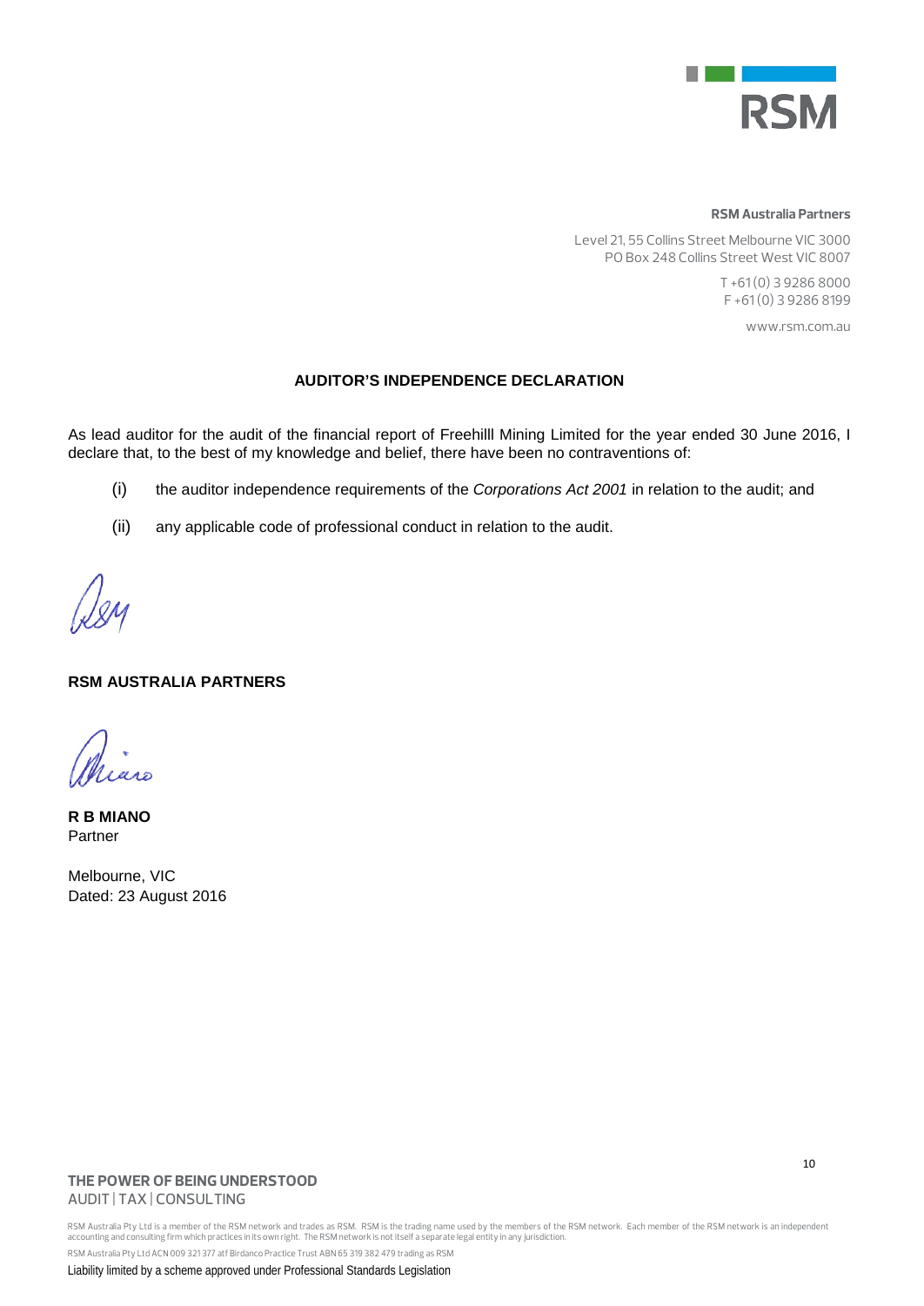**RSM Australia Partners**

Level 21, 55 Collins Street Melbourne VIC 3000
PO Box 248 Collins Street West VIC 8007

T +61 (0) 3 9286 8000
F +61 (0) 3 9286 8199

www.rsm.com.au

## AUDITOR'S INDEPENDENCE DECLARATION

As lead auditor for the audit of the financial report of Freehilll Mining Limited for the year ended 30 June 2016, I declare that, to the best of my knowledge and belief, there have been no contraventions of:

(i) the auditor independence requirements of the *Corporations Act 2001* in relation to the audit; and

(ii) any applicable code of professional conduct in relation to the audit.

**RSM AUSTRALIA PARTNERS**

**R B MIANO**
Partner

Melbourne, VIC
Dated: 23 August 2016

**THE POWER OF BEING UNDERSTOOD**
AUDIT | TAX | CONSULTING

RSM Australia Pty Ltd is a member of the RSM network and trades as RSM. RSM is the trading name used by the members of the RSM network. Each member of the RSM network is an independent accounting and consulting firm which practices in its own right. The RSM network is not itself a separate legal entity in any jurisdiction.

RSM Australia Pty Ltd ACN 009 321 377 atf Birdanco Practice Trust ABN 65 319 382 479 trading as RSM

Liability limited by a scheme approved under Professional Standards Legislation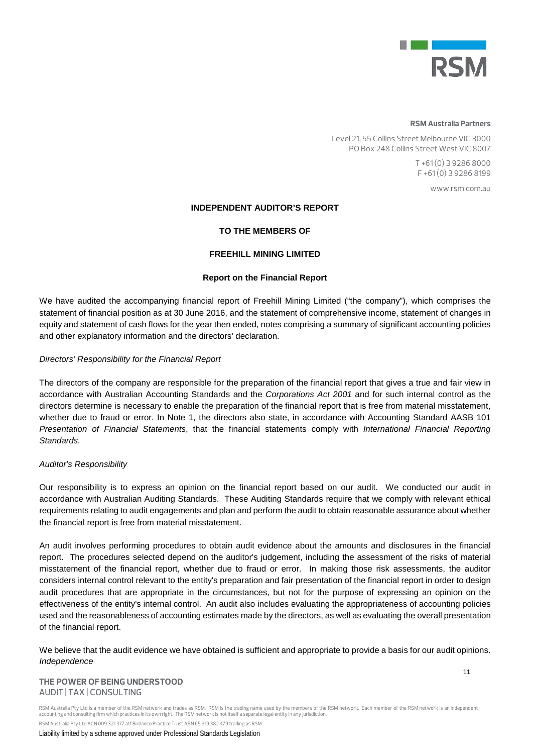**RSM Australia Partners**

Level 21, 55 Collins Street Melbourne VIC 3000
PO Box 248 Collins Street West VIC 8007

T +61 (0) 3 9286 8000
F +61 (0) 3 9286 8199

www.rsm.com.au

# INDEPENDENT AUDITOR'S REPORT

## TO THE MEMBERS OF

## FREEHILL MINING LIMITED

### Report on the Financial Report

We have audited the accompanying financial report of Freehill Mining Limited ("the company"), which comprises the statement of financial position as at 30 June 2016, and the statement of comprehensive income, statement of changes in equity and statement of cash flows for the year then ended, notes comprising a summary of significant accounting policies and other explanatory information and the directors' declaration.

*Directors' Responsibility for the Financial Report*

The directors of the company are responsible for the preparation of the financial report that gives a true and fair view in accordance with Australian Accounting Standards and the *Corporations Act 2001* and for such internal control as the directors determine is necessary to enable the preparation of the financial report that is free from material misstatement, whether due to fraud or error. In Note 1, the directors also state, in accordance with Accounting Standard AASB 101 *Presentation of Financial Statements*, that the financial statements comply with *International Financial Reporting Standards.*

*Auditor's Responsibility*

Our responsibility is to express an opinion on the financial report based on our audit. We conducted our audit in accordance with Australian Auditing Standards. These Auditing Standards require that we comply with relevant ethical requirements relating to audit engagements and plan and perform the audit to obtain reasonable assurance about whether the financial report is free from material misstatement.

An audit involves performing procedures to obtain audit evidence about the amounts and disclosures in the financial report. The procedures selected depend on the auditor's judgement, including the assessment of the risks of material misstatement of the financial report, whether due to fraud or error. In making those risk assessments, the auditor considers internal control relevant to the entity's preparation and fair presentation of the financial report in order to design audit procedures that are appropriate in the circumstances, but not for the purpose of expressing an opinion on the effectiveness of the entity's internal control. An audit also includes evaluating the appropriateness of accounting policies used and the reasonableness of accounting estimates made by the directors, as well as evaluating the overall presentation of the financial report.

We believe that the audit evidence we have obtained is sufficient and appropriate to provide a basis for our audit opinions.

*Independence*

**THE POWER OF BEING UNDERSTOOD**
AUDIT | TAX | CONSULTING

RSM Australia Pty Ltd is a member of the RSM network and trades as RSM. RSM is the trading name used by the members of the RSM network. Each member of the RSM network is an independent accounting and consulting firm which practices in its own right. The RSM network is not itself a separate legal entity in any jurisdiction.

RSM Australia Pty Ltd ACN 009 321 377 atf Birdanco Practice Trust ABN 65 319 382 479 trading as RSM

Liability limited by a scheme approved under Professional Standards Legislation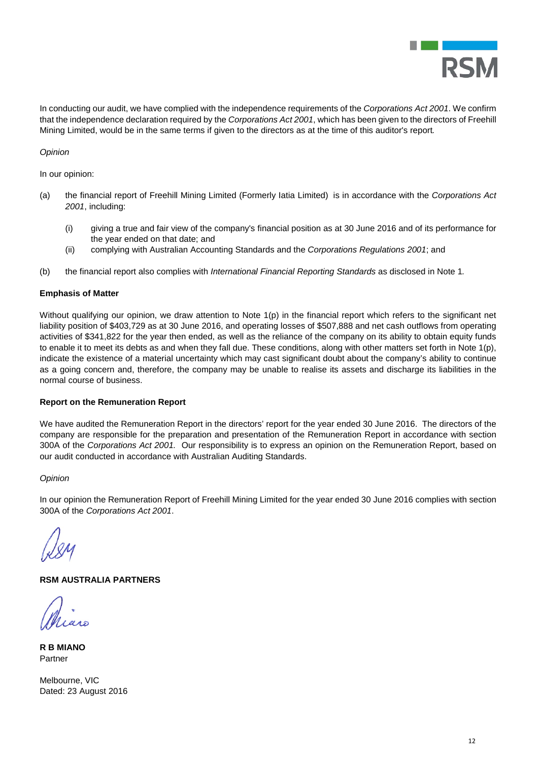In conducting our audit, we have complied with the independence requirements of the *Corporations Act 2001*. We confirm that the independence declaration required by the *Corporations Act 2001*, which has been given to the directors of Freehill Mining Limited, would be in the same terms if given to the directors as at the time of this auditor's report*.*

*Opinion*

In our opinion:

(a) the financial report of Freehill Mining Limited (Formerly Iatia Limited) is in accordance with the *Corporations Act 2001*, including:

   (i) giving a true and fair view of the company's financial position as at 30 June 2016 and of its performance for the year ended on that date; and

   (ii) complying with Australian Accounting Standards and the *Corporations Regulations 2001*; and

(b) the financial report also complies with *International Financial Reporting Standards* as disclosed in Note 1*.*

**Emphasis of Matter**

Without qualifying our opinion, we draw attention to Note 1(p) in the financial report which refers to the significant net liability position of $403,729 as at 30 June 2016, and operating losses of $507,888 and net cash outflows from operating activities of $341,822 for the year then ended, as well as the reliance of the company on its ability to obtain equity funds to enable it to meet its debts as and when they fall due. These conditions, along with other matters set forth in Note 1(p), indicate the existence of a material uncertainty which may cast significant doubt about the company's ability to continue as a going concern and, therefore, the company may be unable to realise its assets and discharge its liabilities in the normal course of business.

**Report on the Remuneration Report**

We have audited the Remuneration Report in the directors' report for the year ended 30 June 2016. The directors of the company are responsible for the preparation and presentation of the Remuneration Report in accordance with section 300A of the *Corporations Act 2001.* Our responsibility is to express an opinion on the Remuneration Report, based on our audit conducted in accordance with Australian Auditing Standards.

*Opinion*

In our opinion the Remuneration Report of Freehill Mining Limited for the year ended 30 June 2016 complies with section 300A of the *Corporations Act 2001*.

**RSM AUSTRALIA PARTNERS**

**R B MIANO**
Partner

Melbourne, VIC
Dated: 23 August 2016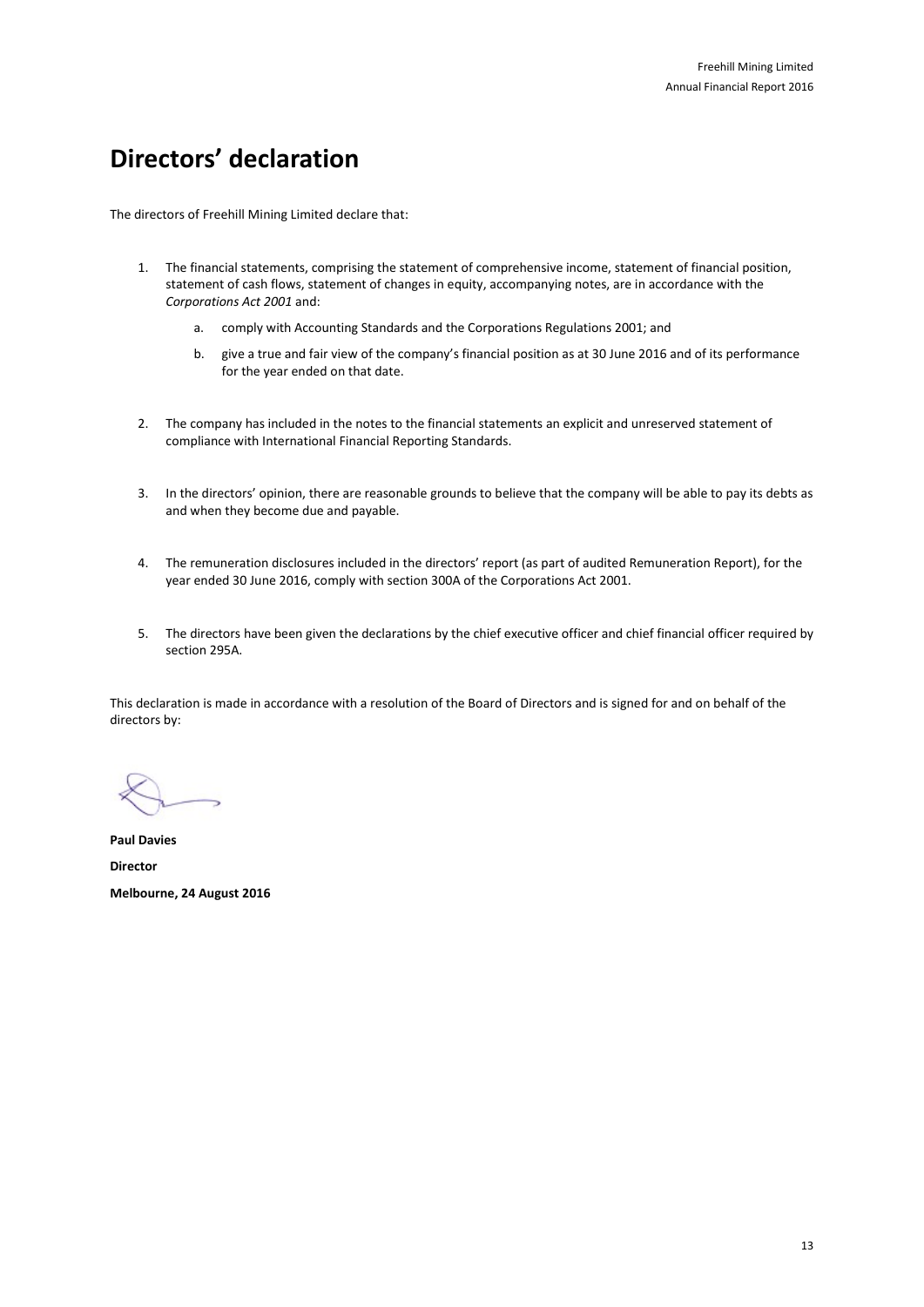# Directors' declaration

The directors of Freehill Mining Limited declare that:

1. The financial statements, comprising the statement of comprehensive income, statement of financial position, statement of cash flows, statement of changes in equity, accompanying notes, are in accordance with the *Corporations Act 2001* and:

    a. comply with Accounting Standards and the Corporations Regulations 2001; and

    b. give a true and fair view of the company's financial position as at 30 June 2016 and of its performance for the year ended on that date.

2. The company has included in the notes to the financial statements an explicit and unreserved statement of compliance with International Financial Reporting Standards.

3. In the directors' opinion, there are reasonable grounds to believe that the company will be able to pay its debts as and when they become due and payable.

4. The remuneration disclosures included in the directors' report (as part of audited Remuneration Report), for the year ended 30 June 2016, comply with section 300A of the Corporations Act 2001.

5. The directors have been given the declarations by the chief executive officer and chief financial officer required by section 295A.

This declaration is made in accordance with a resolution of the Board of Directors and is signed for and on behalf of the directors by:

**Paul Davies**

**Director**

**Melbourne, 24 August 2016**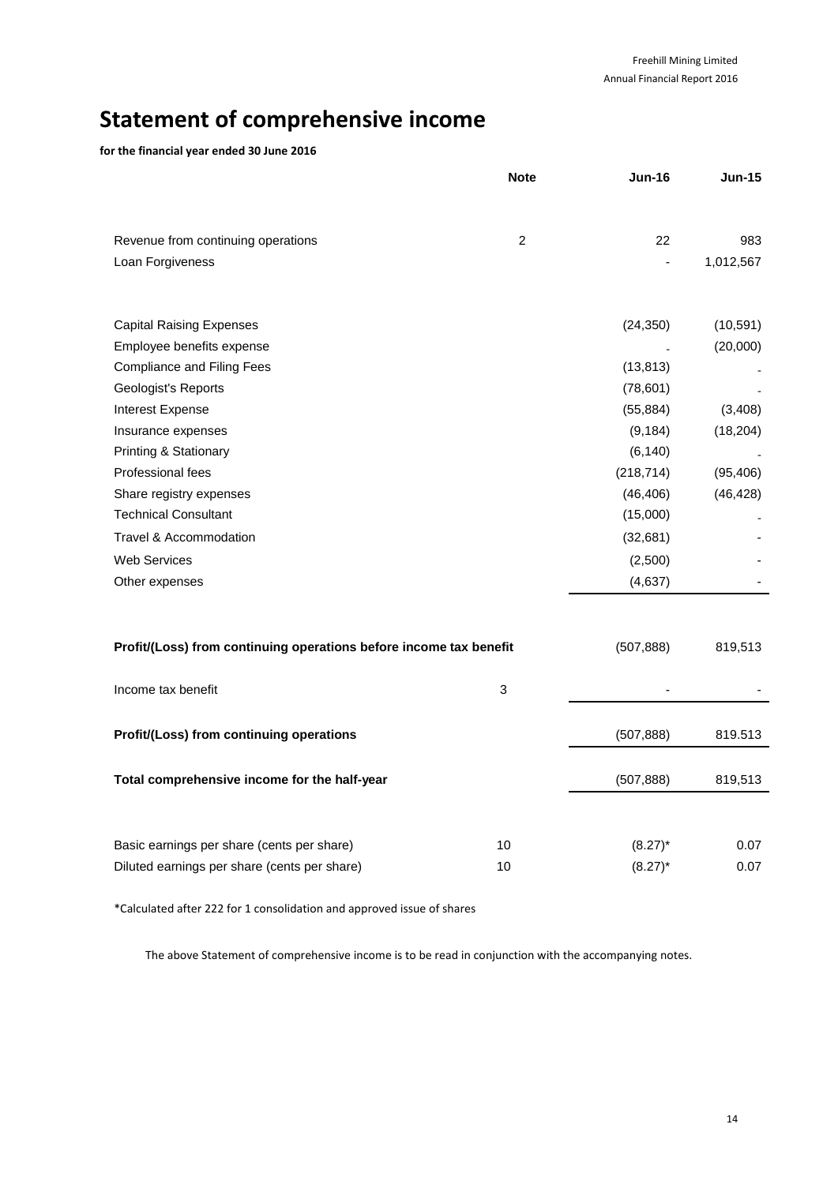# Statement of comprehensive income

**for the financial year ended 30 June 2016**

| | Note | Jun-16 | Jun-15 |
|---|---|---|---|
| Revenue from continuing operations | 2 | 22 | 983 |
| Loan Forgiveness | | - | 1,012,567 |
| | | | |
| Capital Raising Expenses | | (24,350) | (10,591) |
| Employee benefits expense | | - | (20,000) |
| Compliance and Filing Fees | | (13,813) | - |
| Geologist's Reports | | (78,601) | - |
| Interest Expense | | (55,884) | (3,408) |
| Insurance expenses | | (9,184) | (18,204) |
| Printing & Stationary | | (6,140) | - |
| Professional fees | | (218,714) | (95,406) |
| Share registry expenses | | (46,406) | (46,428) |
| Technical Consultant | | (15,000) | - |
| Travel & Accommodation | | (32,681) | - |
| Web Services | | (2,500) | - |
| Other expenses | | (4,637) | - |
| | | | |
| **Profit/(Loss) from continuing operations before income tax benefit** | | (507,888) | 819,513 |
| Income tax benefit | 3 | - | - |
| **Profit/(Loss) from continuing operations** | | (507,888) | 819.513 |
| **Total comprehensive income for the half-year** | | (507,888) | 819,513 |
| | | | |
| Basic earnings per share (cents per share) | 10 | (8.27)* | 0.07 |
| Diluted earnings per share (cents per share) | 10 | (8.27)* | 0.07 |

*Calculated after 222 for 1 consolidation and approved issue of shares

The above Statement of comprehensive income is to be read in conjunction with the accompanying notes.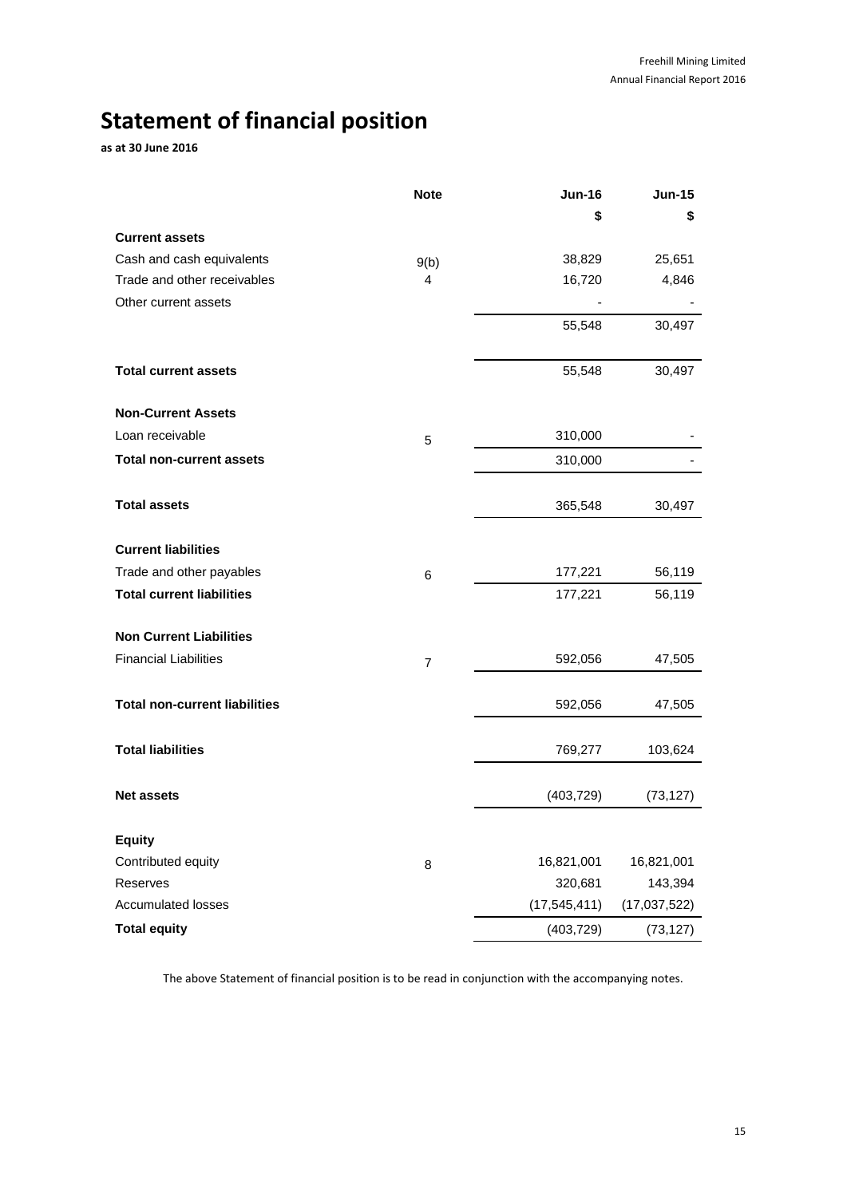# Statement of financial position

**as at 30 June 2016**

| | Note | Jun-16 | Jun-15 |
|---|---|---|---|
| | | $ | $ |
| **Current assets** | | | |
| Cash and cash equivalents | 9(b) | 38,829 | 25,651 |
| Trade and other receivables | 4 | 16,720 | 4,846 |
| Other current assets | | - | - |
| | | 55,548 | 30,497 |
| **Total current assets** | | 55,548 | 30,497 |
| **Non-Current Assets** | | | |
| Loan receivable | 5 | 310,000 | - |
| **Total non-current assets** | | 310,000 | - |
| **Total assets** | | 365,548 | 30,497 |
| **Current liabilities** | | | |
| Trade and other payables | 6 | 177,221 | 56,119 |
| **Total current liabilities** | | 177,221 | 56,119 |
| **Non Current Liabilities** | | | |
| Financial Liabilities | 7 | 592,056 | 47,505 |
| **Total non-current liabilities** | | 592,056 | 47,505 |
| **Total liabilities** | | 769,277 | 103,624 |
| **Net assets** | | (403,729) | (73,127) |
| **Equity** | | | |
| Contributed equity | 8 | 16,821,001 | 16,821,001 |
| Reserves | | 320,681 | 143,394 |
| Accumulated losses | | (17,545,411) | (17,037,522) |
| **Total equity** | | (403,729) | (73,127) |

The above Statement of financial position is to be read in conjunction with the accompanying notes.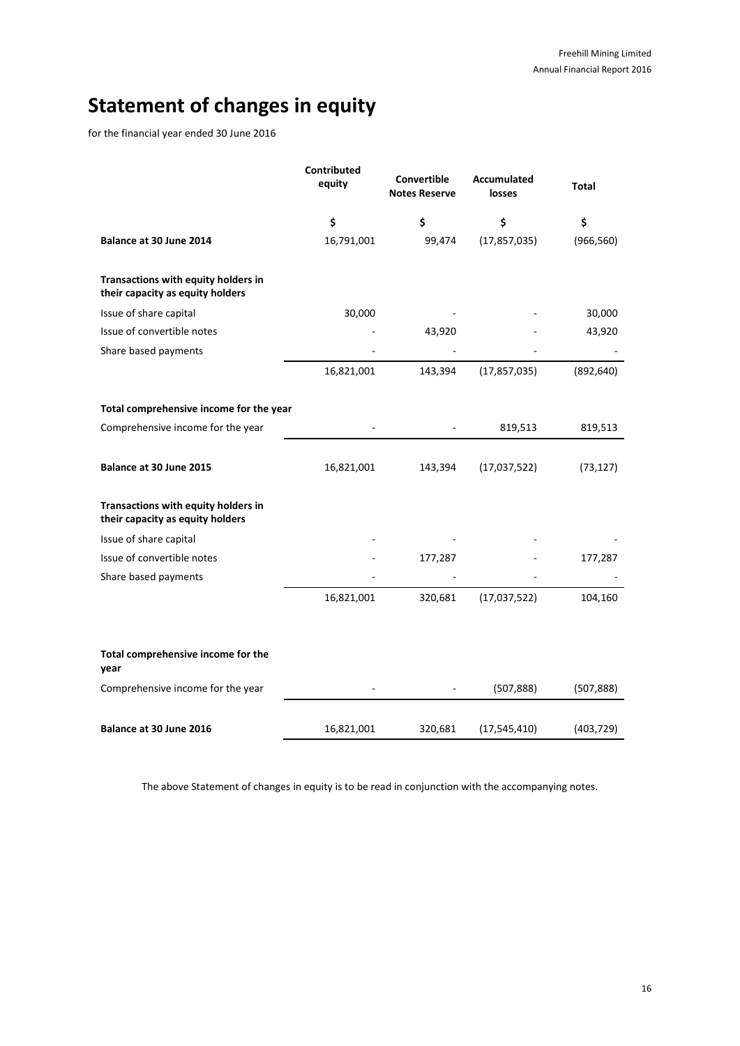# Statement of changes in equity

for the financial year ended 30 June 2016

| | Contributed equity | Convertible Notes Reserve | Accumulated losses | Total |
|---|---|---|---|---|
| | $ | $ | $ | $ |
| **Balance at 30 June 2014** | 16,791,001 | 99,474 | (17,857,035) | (966,560) |
| **Transactions with equity holders in their capacity as equity holders** | | | | |
| Issue of share capital | 30,000 | - | - | 30,000 |
| Issue of convertible notes | - | 43,920 | - | 43,920 |
| Share based payments | - | - | - | - |
| | 16,821,001 | 143,394 | (17,857,035) | (892,640) |
| **Total comprehensive income for the year** | | | | |
| Comprehensive income for the year | - | - | 819,513 | 819,513 |
| **Balance at 30 June 2015** | 16,821,001 | 143,394 | (17,037,522) | (73,127) |
| **Transactions with equity holders in their capacity as equity holders** | | | | |
| Issue of share capital | - | - | - | - |
| Issue of convertible notes | - | 177,287 | - | 177,287 |
| Share based payments | - | - | - | - |
| | 16,821,001 | 320,681 | (17,037,522) | 104,160 |
| **Total comprehensive income for the year** | | | | |
| Comprehensive income for the year | - | - | (507,888) | (507,888) |
| **Balance at 30 June 2016** | 16,821,001 | 320,681 | (17,545,410) | (403,729) |

The above Statement of changes in equity is to be read in conjunction with the accompanying notes.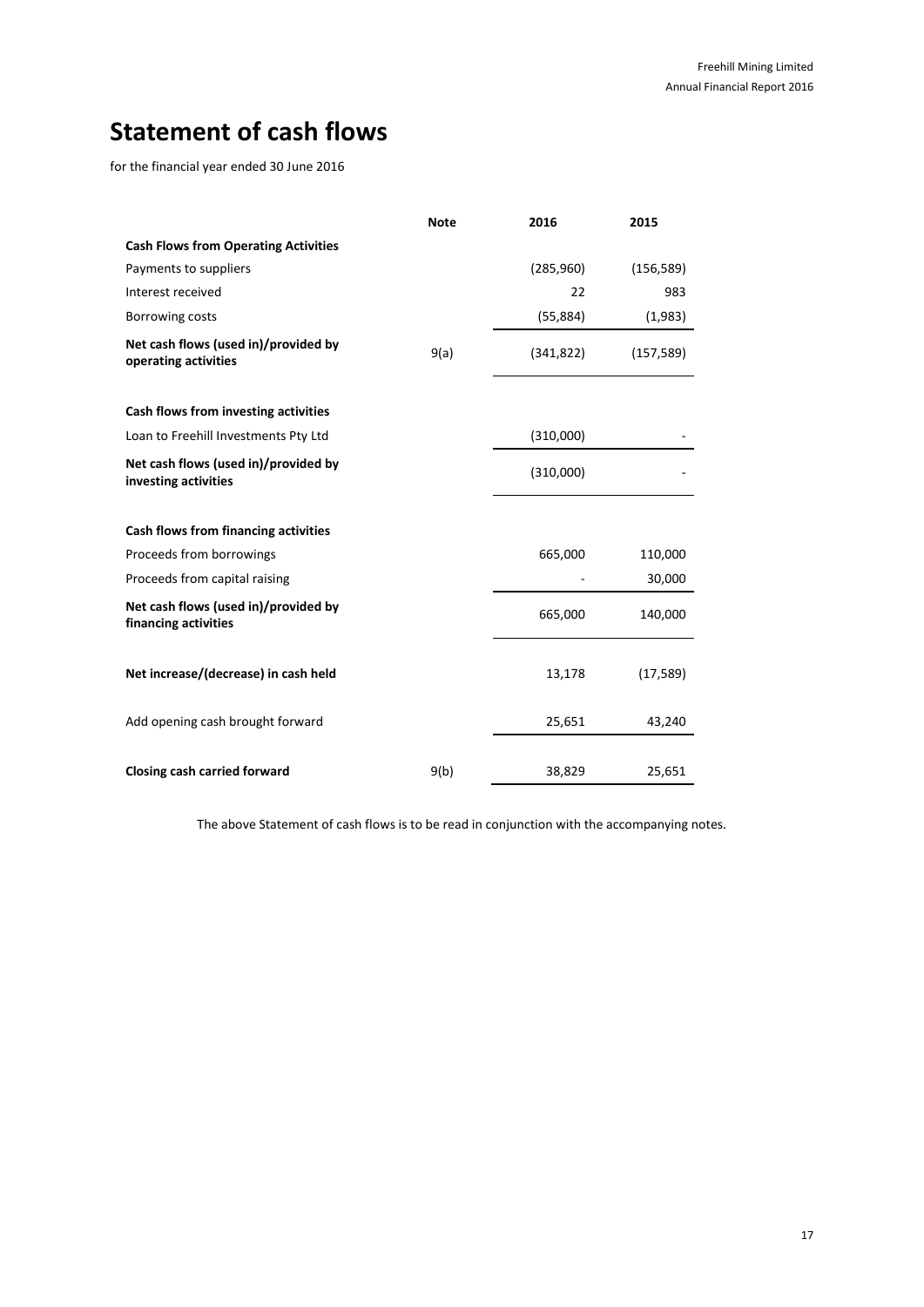# Statement of cash flows

for the financial year ended 30 June 2016

| | Note | 2016 | 2015 |
|---|---|---|---|
| **Cash Flows from Operating Activities** | | | |
| Payments to suppliers | | (285,960) | (156,589) |
| Interest received | | 22 | 983 |
| Borrowing costs | | (55,884) | (1,983) |
| **Net cash flows (used in)/provided by operating activities** | 9(a) | (341,822) | (157,589) |
| | | | |
| **Cash flows from investing activities** | | | |
| Loan to Freehill Investments Pty Ltd | | (310,000) | - |
| **Net cash flows (used in)/provided by investing activities** | | (310,000) | - |
| | | | |
| **Cash flows from financing activities** | | | |
| Proceeds from borrowings | | 665,000 | 110,000 |
| Proceeds from capital raising | | - | 30,000 |
| **Net cash flows (used in)/provided by financing activities** | | 665,000 | 140,000 |
| | | | |
| **Net increase/(decrease) in cash held** | | 13,178 | (17,589) |
| | | | |
| Add opening cash brought forward | | 25,651 | 43,240 |
| | | | |
| **Closing cash carried forward** | 9(b) | 38,829 | 25,651 |

The above Statement of cash flows is to be read in conjunction with the accompanying notes.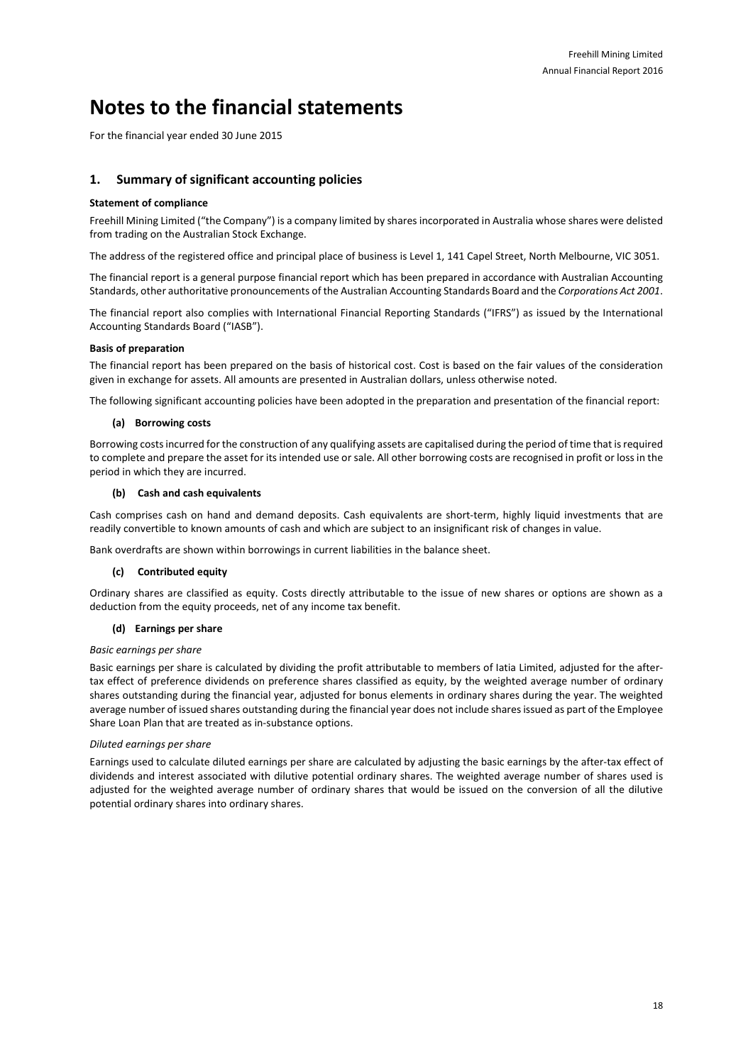# Notes to the financial statements

For the financial year ended 30 June 2015

## 1. Summary of significant accounting policies

**Statement of compliance**

Freehill Mining Limited ("the Company") is a company limited by shares incorporated in Australia whose shares were delisted from trading on the Australian Stock Exchange.

The address of the registered office and principal place of business is Level 1, 141 Capel Street, North Melbourne, VIC 3051.

The financial report is a general purpose financial report which has been prepared in accordance with Australian Accounting Standards, other authoritative pronouncements of the Australian Accounting Standards Board and the *Corporations Act 2001*.

The financial report also complies with International Financial Reporting Standards ("IFRS") as issued by the International Accounting Standards Board ("IASB").

**Basis of preparation**

The financial report has been prepared on the basis of historical cost. Cost is based on the fair values of the consideration given in exchange for assets. All amounts are presented in Australian dollars, unless otherwise noted.

The following significant accounting policies have been adopted in the preparation and presentation of the financial report:

**(a) Borrowing costs**

Borrowing costs incurred for the construction of any qualifying assets are capitalised during the period of time that is required to complete and prepare the asset for its intended use or sale. All other borrowing costs are recognised in profit or loss in the period in which they are incurred.

**(b) Cash and cash equivalents**

Cash comprises cash on hand and demand deposits. Cash equivalents are short-term, highly liquid investments that are readily convertible to known amounts of cash and which are subject to an insignificant risk of changes in value.

Bank overdrafts are shown within borrowings in current liabilities in the balance sheet.

**(c) Contributed equity**

Ordinary shares are classified as equity. Costs directly attributable to the issue of new shares or options are shown as a deduction from the equity proceeds, net of any income tax benefit.

**(d) Earnings per share**

*Basic earnings per share*

Basic earnings per share is calculated by dividing the profit attributable to members of Iatia Limited, adjusted for the after-tax effect of preference dividends on preference shares classified as equity, by the weighted average number of ordinary shares outstanding during the financial year, adjusted for bonus elements in ordinary shares during the year. The weighted average number of issued shares outstanding during the financial year does not include shares issued as part of the Employee Share Loan Plan that are treated as in-substance options.

*Diluted earnings per share*

Earnings used to calculate diluted earnings per share are calculated by adjusting the basic earnings by the after-tax effect of dividends and interest associated with dilutive potential ordinary shares. The weighted average number of shares used is adjusted for the weighted average number of ordinary shares that would be issued on the conversion of all the dilutive potential ordinary shares into ordinary shares.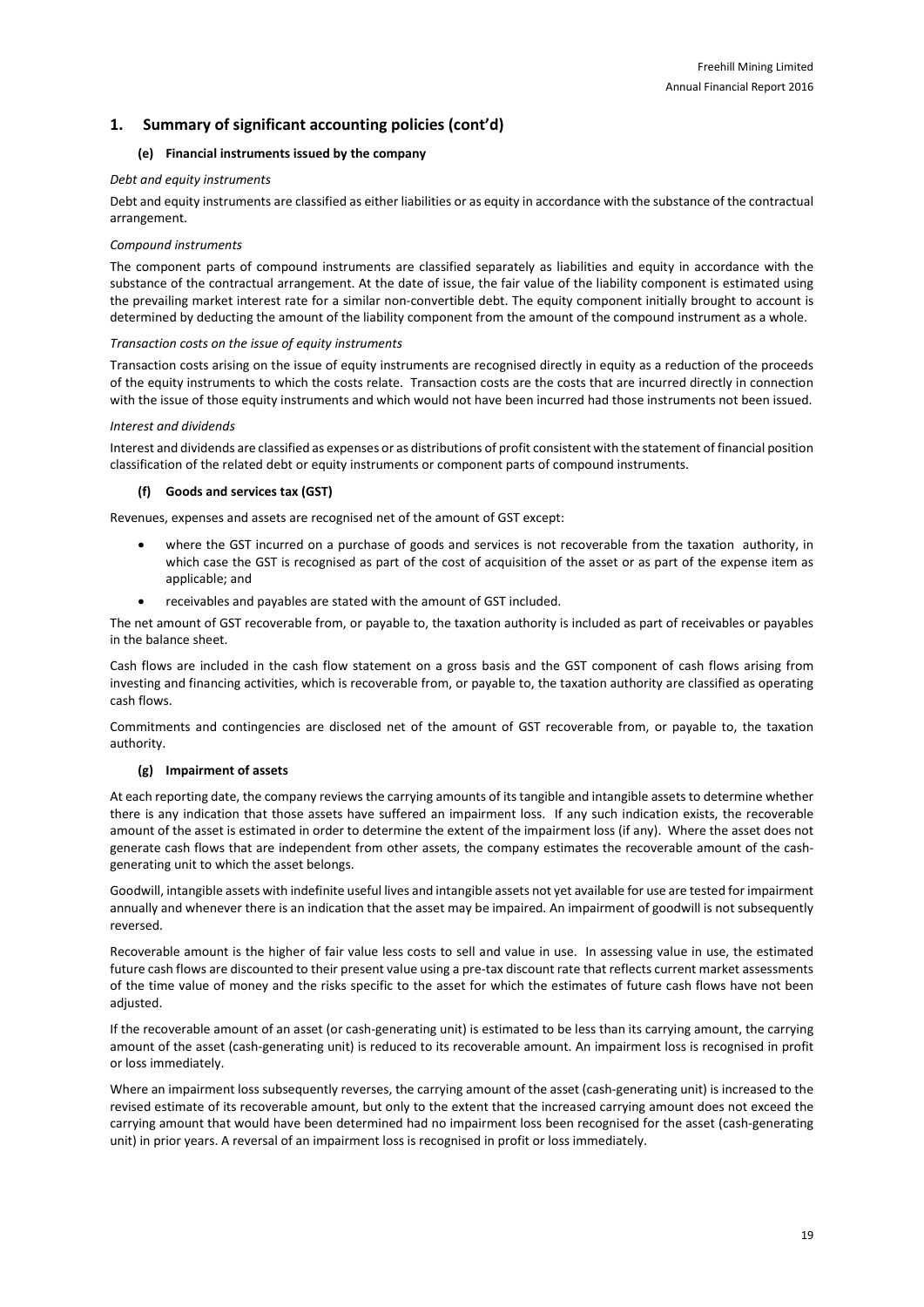## 1. Summary of significant accounting policies (cont'd)

### (e) Financial instruments issued by the company

*Debt and equity instruments*

Debt and equity instruments are classified as either liabilities or as equity in accordance with the substance of the contractual arrangement.

*Compound instruments*

The component parts of compound instruments are classified separately as liabilities and equity in accordance with the substance of the contractual arrangement. At the date of issue, the fair value of the liability component is estimated using the prevailing market interest rate for a similar non-convertible debt. The equity component initially brought to account is determined by deducting the amount of the liability component from the amount of the compound instrument as a whole.

*Transaction costs on the issue of equity instruments*

Transaction costs arising on the issue of equity instruments are recognised directly in equity as a reduction of the proceeds of the equity instruments to which the costs relate. Transaction costs are the costs that are incurred directly in connection with the issue of those equity instruments and which would not have been incurred had those instruments not been issued.

*Interest and dividends*

Interest and dividends are classified as expenses or as distributions of profit consistent with the statement of financial position classification of the related debt or equity instruments or component parts of compound instruments.

### (f) Goods and services tax (GST)

Revenues, expenses and assets are recognised net of the amount of GST except:

- where the GST incurred on a purchase of goods and services is not recoverable from the taxation authority, in which case the GST is recognised as part of the cost of acquisition of the asset or as part of the expense item as applicable; and
- receivables and payables are stated with the amount of GST included.

The net amount of GST recoverable from, or payable to, the taxation authority is included as part of receivables or payables in the balance sheet.

Cash flows are included in the cash flow statement on a gross basis and the GST component of cash flows arising from investing and financing activities, which is recoverable from, or payable to, the taxation authority are classified as operating cash flows.

Commitments and contingencies are disclosed net of the amount of GST recoverable from, or payable to, the taxation authority.

### (g) Impairment of assets

At each reporting date, the company reviews the carrying amounts of its tangible and intangible assets to determine whether there is any indication that those assets have suffered an impairment loss. If any such indication exists, the recoverable amount of the asset is estimated in order to determine the extent of the impairment loss (if any). Where the asset does not generate cash flows that are independent from other assets, the company estimates the recoverable amount of the cash-generating unit to which the asset belongs.

Goodwill, intangible assets with indefinite useful lives and intangible assets not yet available for use are tested for impairment annually and whenever there is an indication that the asset may be impaired. An impairment of goodwill is not subsequently reversed.

Recoverable amount is the higher of fair value less costs to sell and value in use. In assessing value in use, the estimated future cash flows are discounted to their present value using a pre-tax discount rate that reflects current market assessments of the time value of money and the risks specific to the asset for which the estimates of future cash flows have not been adjusted.

If the recoverable amount of an asset (or cash-generating unit) is estimated to be less than its carrying amount, the carrying amount of the asset (cash-generating unit) is reduced to its recoverable amount. An impairment loss is recognised in profit or loss immediately.

Where an impairment loss subsequently reverses, the carrying amount of the asset (cash-generating unit) is increased to the revised estimate of its recoverable amount, but only to the extent that the increased carrying amount does not exceed the carrying amount that would have been determined had no impairment loss been recognised for the asset (cash-generating unit) in prior years. A reversal of an impairment loss is recognised in profit or loss immediately.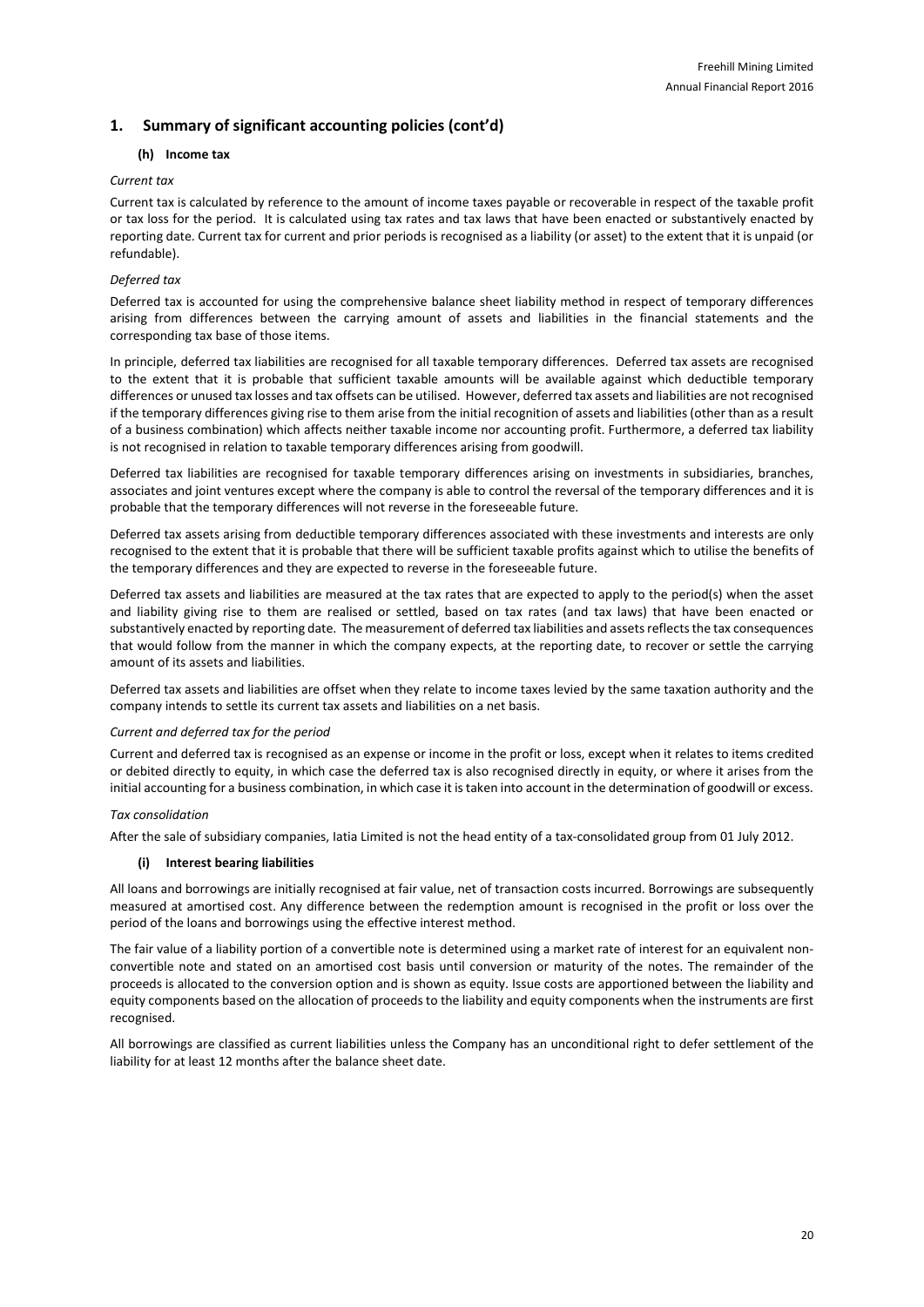## 1. Summary of significant accounting policies (cont'd)

### (h) Income tax

*Current tax*

Current tax is calculated by reference to the amount of income taxes payable or recoverable in respect of the taxable profit or tax loss for the period. It is calculated using tax rates and tax laws that have been enacted or substantively enacted by reporting date. Current tax for current and prior periods is recognised as a liability (or asset) to the extent that it is unpaid (or refundable).

*Deferred tax*

Deferred tax is accounted for using the comprehensive balance sheet liability method in respect of temporary differences arising from differences between the carrying amount of assets and liabilities in the financial statements and the corresponding tax base of those items.

In principle, deferred tax liabilities are recognised for all taxable temporary differences. Deferred tax assets are recognised to the extent that it is probable that sufficient taxable amounts will be available against which deductible temporary differences or unused tax losses and tax offsets can be utilised. However, deferred tax assets and liabilities are not recognised if the temporary differences giving rise to them arise from the initial recognition of assets and liabilities (other than as a result of a business combination) which affects neither taxable income nor accounting profit. Furthermore, a deferred tax liability is not recognised in relation to taxable temporary differences arising from goodwill.

Deferred tax liabilities are recognised for taxable temporary differences arising on investments in subsidiaries, branches, associates and joint ventures except where the company is able to control the reversal of the temporary differences and it is probable that the temporary differences will not reverse in the foreseeable future.

Deferred tax assets arising from deductible temporary differences associated with these investments and interests are only recognised to the extent that it is probable that there will be sufficient taxable profits against which to utilise the benefits of the temporary differences and they are expected to reverse in the foreseeable future.

Deferred tax assets and liabilities are measured at the tax rates that are expected to apply to the period(s) when the asset and liability giving rise to them are realised or settled, based on tax rates (and tax laws) that have been enacted or substantively enacted by reporting date. The measurement of deferred tax liabilities and assets reflects the tax consequences that would follow from the manner in which the company expects, at the reporting date, to recover or settle the carrying amount of its assets and liabilities.

Deferred tax assets and liabilities are offset when they relate to income taxes levied by the same taxation authority and the company intends to settle its current tax assets and liabilities on a net basis.

*Current and deferred tax for the period*

Current and deferred tax is recognised as an expense or income in the profit or loss, except when it relates to items credited or debited directly to equity, in which case the deferred tax is also recognised directly in equity, or where it arises from the initial accounting for a business combination, in which case it is taken into account in the determination of goodwill or excess.

*Tax consolidation*

After the sale of subsidiary companies, Iatia Limited is not the head entity of a tax-consolidated group from 01 July 2012.

### (i) Interest bearing liabilities

All loans and borrowings are initially recognised at fair value, net of transaction costs incurred. Borrowings are subsequently measured at amortised cost. Any difference between the redemption amount is recognised in the profit or loss over the period of the loans and borrowings using the effective interest method.

The fair value of a liability portion of a convertible note is determined using a market rate of interest for an equivalent non-convertible note and stated on an amortised cost basis until conversion or maturity of the notes. The remainder of the proceeds is allocated to the conversion option and is shown as equity. Issue costs are apportioned between the liability and equity components based on the allocation of proceeds to the liability and equity components when the instruments are first recognised.

All borrowings are classified as current liabilities unless the Company has an unconditional right to defer settlement of the liability for at least 12 months after the balance sheet date.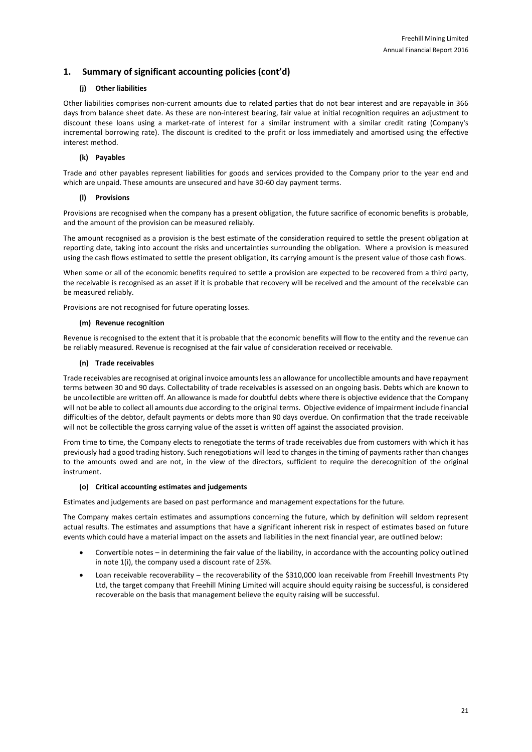## 1. Summary of significant accounting policies (cont'd)

### (j) Other liabilities

Other liabilities comprises non-current amounts due to related parties that do not bear interest and are repayable in 366 days from balance sheet date. As these are non-interest bearing, fair value at initial recognition requires an adjustment to discount these loans using a market-rate of interest for a similar instrument with a similar credit rating (Company's incremental borrowing rate). The discount is credited to the profit or loss immediately and amortised using the effective interest method.

### (k) Payables

Trade and other payables represent liabilities for goods and services provided to the Company prior to the year end and which are unpaid. These amounts are unsecured and have 30-60 day payment terms.

### (l) Provisions

Provisions are recognised when the company has a present obligation, the future sacrifice of economic benefits is probable, and the amount of the provision can be measured reliably.

The amount recognised as a provision is the best estimate of the consideration required to settle the present obligation at reporting date, taking into account the risks and uncertainties surrounding the obligation. Where a provision is measured using the cash flows estimated to settle the present obligation, its carrying amount is the present value of those cash flows.

When some or all of the economic benefits required to settle a provision are expected to be recovered from a third party, the receivable is recognised as an asset if it is probable that recovery will be received and the amount of the receivable can be measured reliably.

Provisions are not recognised for future operating losses.

### (m) Revenue recognition

Revenue is recognised to the extent that it is probable that the economic benefits will flow to the entity and the revenue can be reliably measured. Revenue is recognised at the fair value of consideration received or receivable.

### (n) Trade receivables

Trade receivables are recognised at original invoice amounts less an allowance for uncollectible amounts and have repayment terms between 30 and 90 days. Collectability of trade receivables is assessed on an ongoing basis. Debts which are known to be uncollectible are written off. An allowance is made for doubtful debts where there is objective evidence that the Company will not be able to collect all amounts due according to the original terms. Objective evidence of impairment include financial difficulties of the debtor, default payments or debts more than 90 days overdue. On confirmation that the trade receivable will not be collectible the gross carrying value of the asset is written off against the associated provision.

From time to time, the Company elects to renegotiate the terms of trade receivables due from customers with which it has previously had a good trading history. Such renegotiations will lead to changes in the timing of payments rather than changes to the amounts owed and are not, in the view of the directors, sufficient to require the derecognition of the original instrument.

### (o) Critical accounting estimates and judgements

Estimates and judgements are based on past performance and management expectations for the future.

The Company makes certain estimates and assumptions concerning the future, which by definition will seldom represent actual results. The estimates and assumptions that have a significant inherent risk in respect of estimates based on future events which could have a material impact on the assets and liabilities in the next financial year, are outlined below:

- Convertible notes – in determining the fair value of the liability, in accordance with the accounting policy outlined in note 1(i), the company used a discount rate of 25%.
- Loan receivable recoverability – the recoverability of the $310,000 loan receivable from Freehill Investments Pty Ltd, the target company that Freehill Mining Limited will acquire should equity raising be successful, is considered recoverable on the basis that management believe the equity raising will be successful.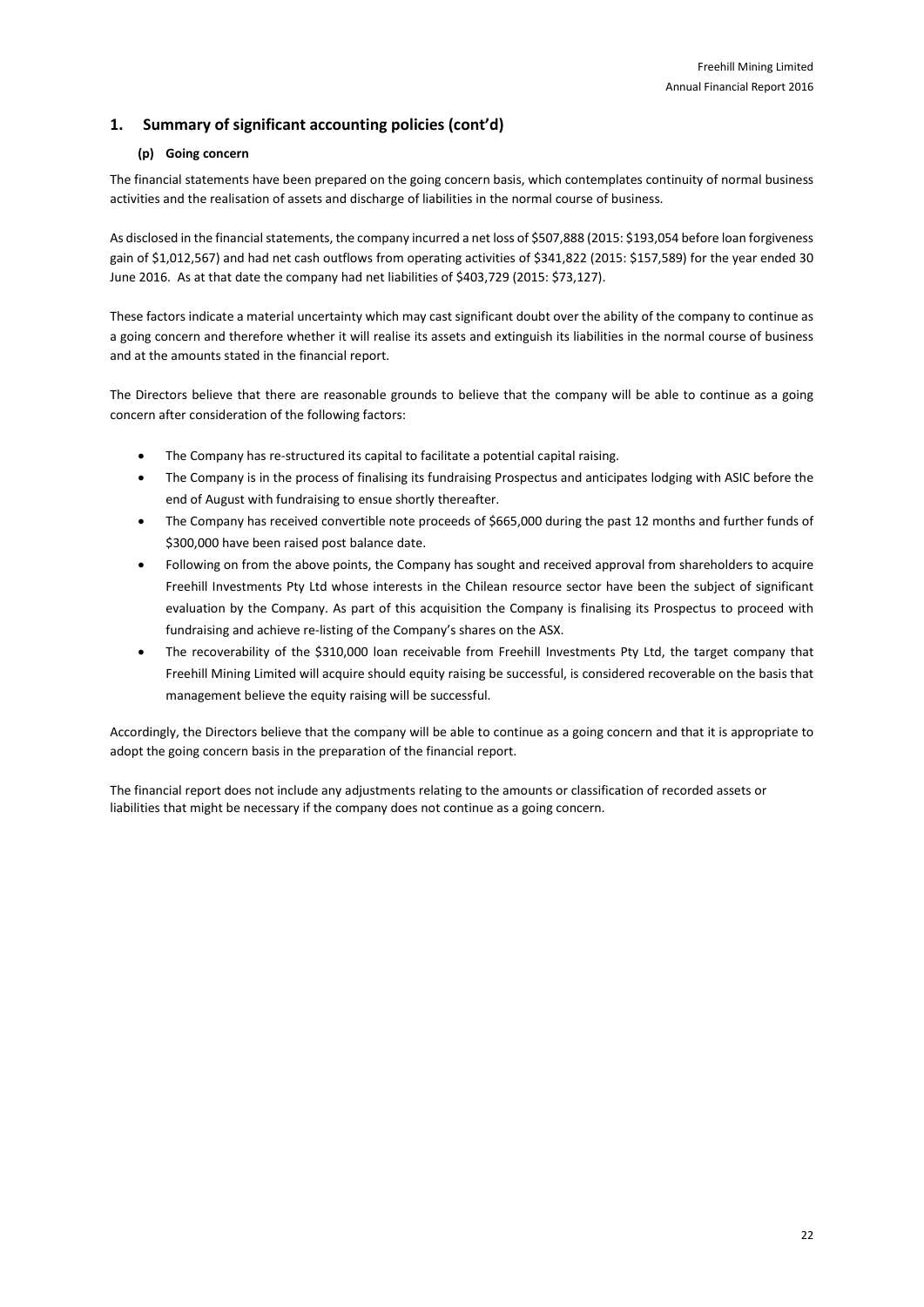## 1. Summary of significant accounting policies (cont'd)

### (p) Going concern

The financial statements have been prepared on the going concern basis, which contemplates continuity of normal business activities and the realisation of assets and discharge of liabilities in the normal course of business.

As disclosed in the financial statements, the company incurred a net loss of $507,888 (2015: $193,054 before loan forgiveness gain of $1,012,567) and had net cash outflows from operating activities of $341,822 (2015: $157,589) for the year ended 30 June 2016. As at that date the company had net liabilities of $403,729 (2015: $73,127).

These factors indicate a material uncertainty which may cast significant doubt over the ability of the company to continue as a going concern and therefore whether it will realise its assets and extinguish its liabilities in the normal course of business and at the amounts stated in the financial report.

The Directors believe that there are reasonable grounds to believe that the company will be able to continue as a going concern after consideration of the following factors:

- The Company has re-structured its capital to facilitate a potential capital raising.
- The Company is in the process of finalising its fundraising Prospectus and anticipates lodging with ASIC before the end of August with fundraising to ensue shortly thereafter.
- The Company has received convertible note proceeds of $665,000 during the past 12 months and further funds of $300,000 have been raised post balance date.
- Following on from the above points, the Company has sought and received approval from shareholders to acquire Freehill Investments Pty Ltd whose interests in the Chilean resource sector have been the subject of significant evaluation by the Company. As part of this acquisition the Company is finalising its Prospectus to proceed with fundraising and achieve re-listing of the Company's shares on the ASX.
- The recoverability of the $310,000 loan receivable from Freehill Investments Pty Ltd, the target company that Freehill Mining Limited will acquire should equity raising be successful, is considered recoverable on the basis that management believe the equity raising will be successful.

Accordingly, the Directors believe that the company will be able to continue as a going concern and that it is appropriate to adopt the going concern basis in the preparation of the financial report.

The financial report does not include any adjustments relating to the amounts or classification of recorded assets or liabilities that might be necessary if the company does not continue as a going concern.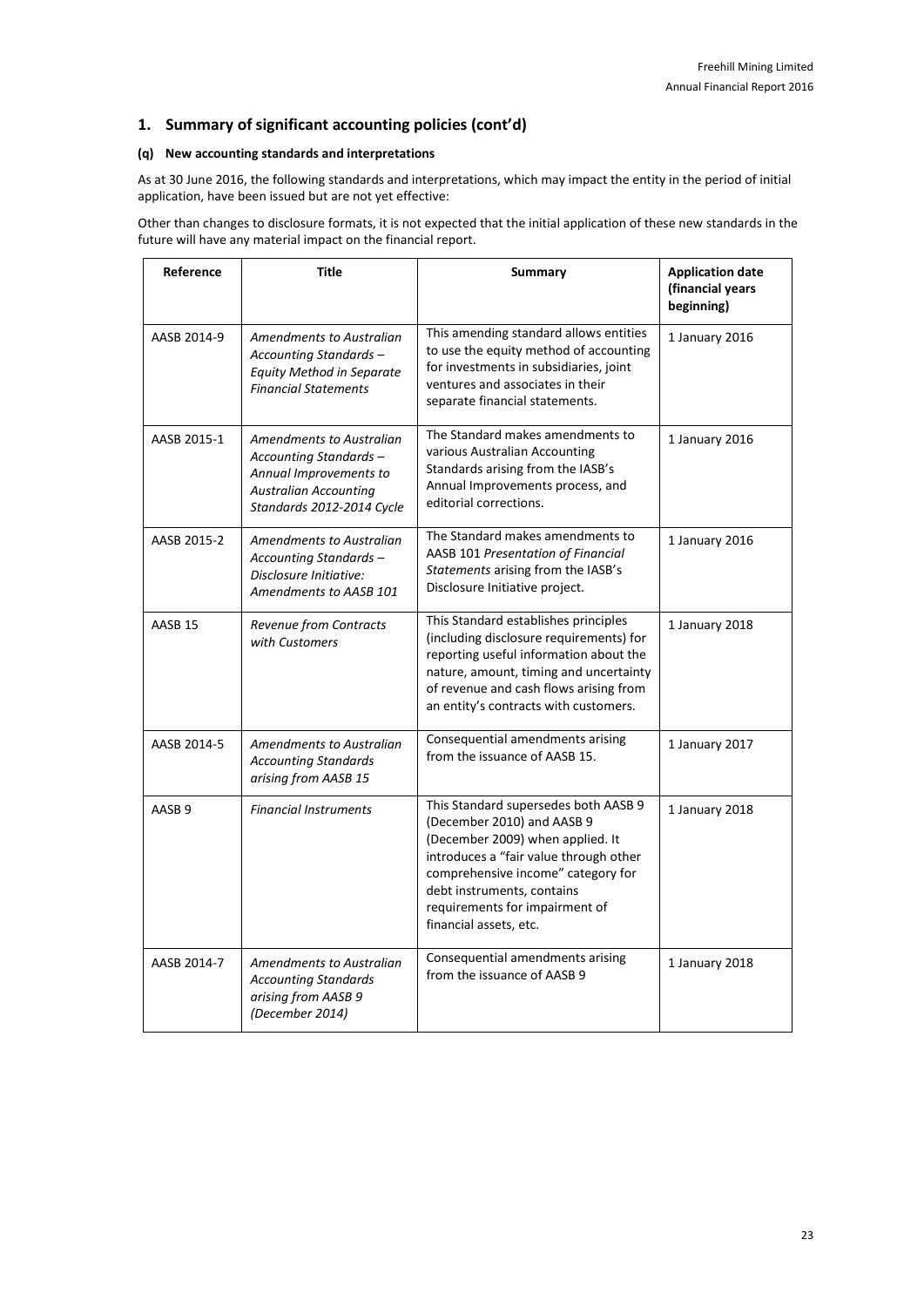## 1. Summary of significant accounting policies (cont'd)

### (q) New accounting standards and interpretations

As at 30 June 2016, the following standards and interpretations, which may impact the entity in the period of initial application, have been issued but are not yet effective:

Other than changes to disclosure formats, it is not expected that the initial application of these new standards in the future will have any material impact on the financial report.

| Reference | Title | Summary | Application date (financial years beginning) |
|---|---|---|---|
| AASB 2014-9 | *Amendments to Australian Accounting Standards – Equity Method in Separate Financial Statements* | This amending standard allows entities to use the equity method of accounting for investments in subsidiaries, joint ventures and associates in their separate financial statements. | 1 January 2016 |
| AASB 2015-1 | *Amendments to Australian Accounting Standards – Annual Improvements to Australian Accounting Standards 2012-2014 Cycle* | The Standard makes amendments to various Australian Accounting Standards arising from the IASB's Annual Improvements process, and editorial corrections. | 1 January 2016 |
| AASB 2015-2 | *Amendments to Australian Accounting Standards – Disclosure Initiative: Amendments to AASB 101* | The Standard makes amendments to AASB 101 *Presentation of Financial Statements* arising from the IASB's Disclosure Initiative project. | 1 January 2016 |
| AASB 15 | *Revenue from Contracts with Customers* | This Standard establishes principles (including disclosure requirements) for reporting useful information about the nature, amount, timing and uncertainty of revenue and cash flows arising from an entity's contracts with customers. | 1 January 2018 |
| AASB 2014-5 | *Amendments to Australian Accounting Standards arising from AASB 15* | Consequential amendments arising from the issuance of AASB 15. | 1 January 2017 |
| AASB 9 | *Financial Instruments* | This Standard supersedes both AASB 9 (December 2010) and AASB 9 (December 2009) when applied. It introduces a "fair value through other comprehensive income" category for debt instruments, contains requirements for impairment of financial assets, etc. | 1 January 2018 |
| AASB 2014-7 | *Amendments to Australian Accounting Standards arising from AASB 9 (December 2014)* | Consequential amendments arising from the issuance of AASB 9 | 1 January 2018 |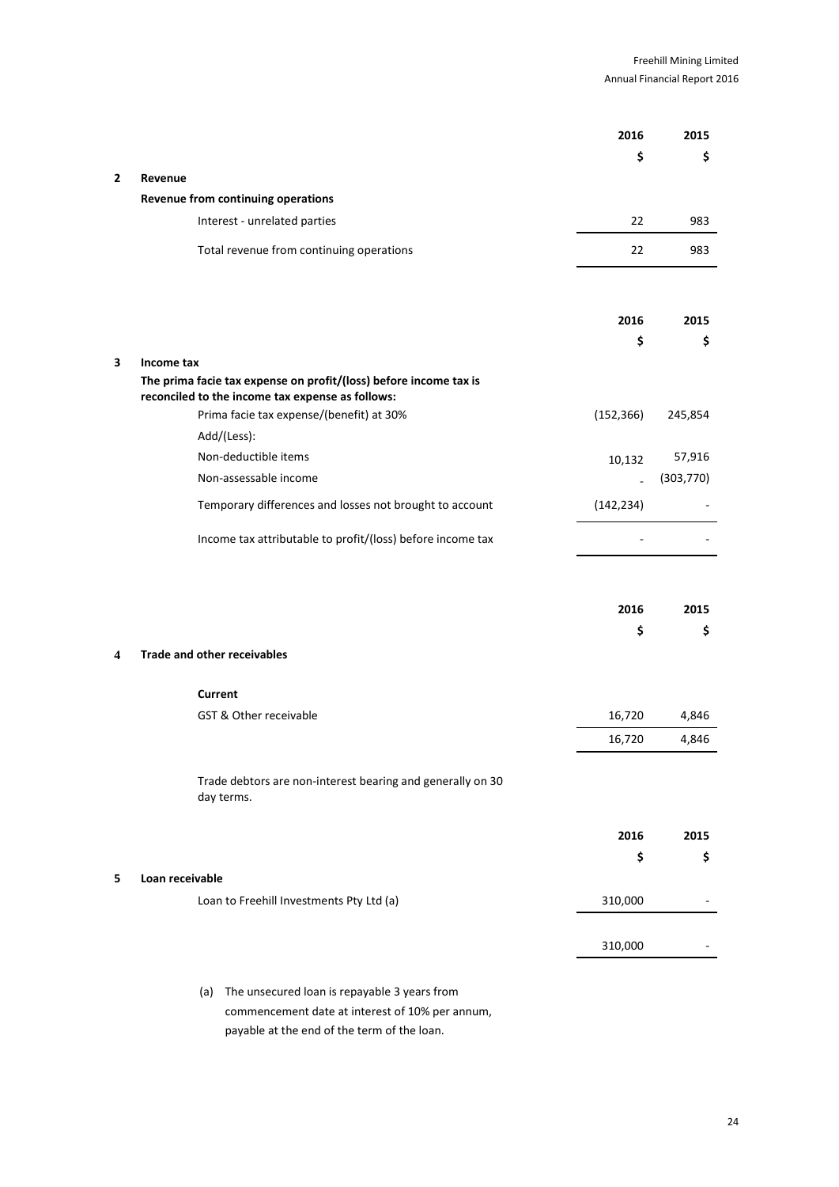| | 2016 | 2015 |
|---|---|---|
| | $ | $ |

## 2 Revenue

**Revenue from continuing operations**

| | 2016 | 2015 |
|---|---|---|
| Interest - unrelated parties | 22 | 983 |
| Total revenue from continuing operations | 22 | 983 |

| | 2016 | 2015 |
|---|---|---|
| | $ | $ |

## 3 Income tax

**The prima facie tax expense on profit/(loss) before income tax is reconciled to the income tax expense as follows:**

| | 2016 | 2015 |
|---|---|---|
| Prima facie tax expense/(benefit) at 30% | (152,366) | 245,854 |
| Add/(Less): | | |
| Non-deductible items | 10,132 | 57,916 |
| Non-assessable income | - | (303,770) |
| Temporary differences and losses not brought to account | (142,234) | - |
| Income tax attributable to profit/(loss) before income tax | - | - |

| | 2016 | 2015 |
|---|---|---|
| | $ | $ |

## 4 Trade and other receivables

**Current**

| | 2016 | 2015 |
|---|---|---|
| GST & Other receivable | 16,720 | 4,846 |
| | 16,720 | 4,846 |

Trade debtors are non-interest bearing and generally on 30 day terms.

| | 2016 | 2015 |
|---|---|---|
| | $ | $ |

## 5 Loan receivable

| | 2016 | 2015 |
|---|---|---|
| Loan to Freehill Investments Pty Ltd (a) | 310,000 | - |
| | 310,000 | - |

(a) The unsecured loan is repayable 3 years from commencement date at interest of 10% per annum, payable at the end of the term of the loan.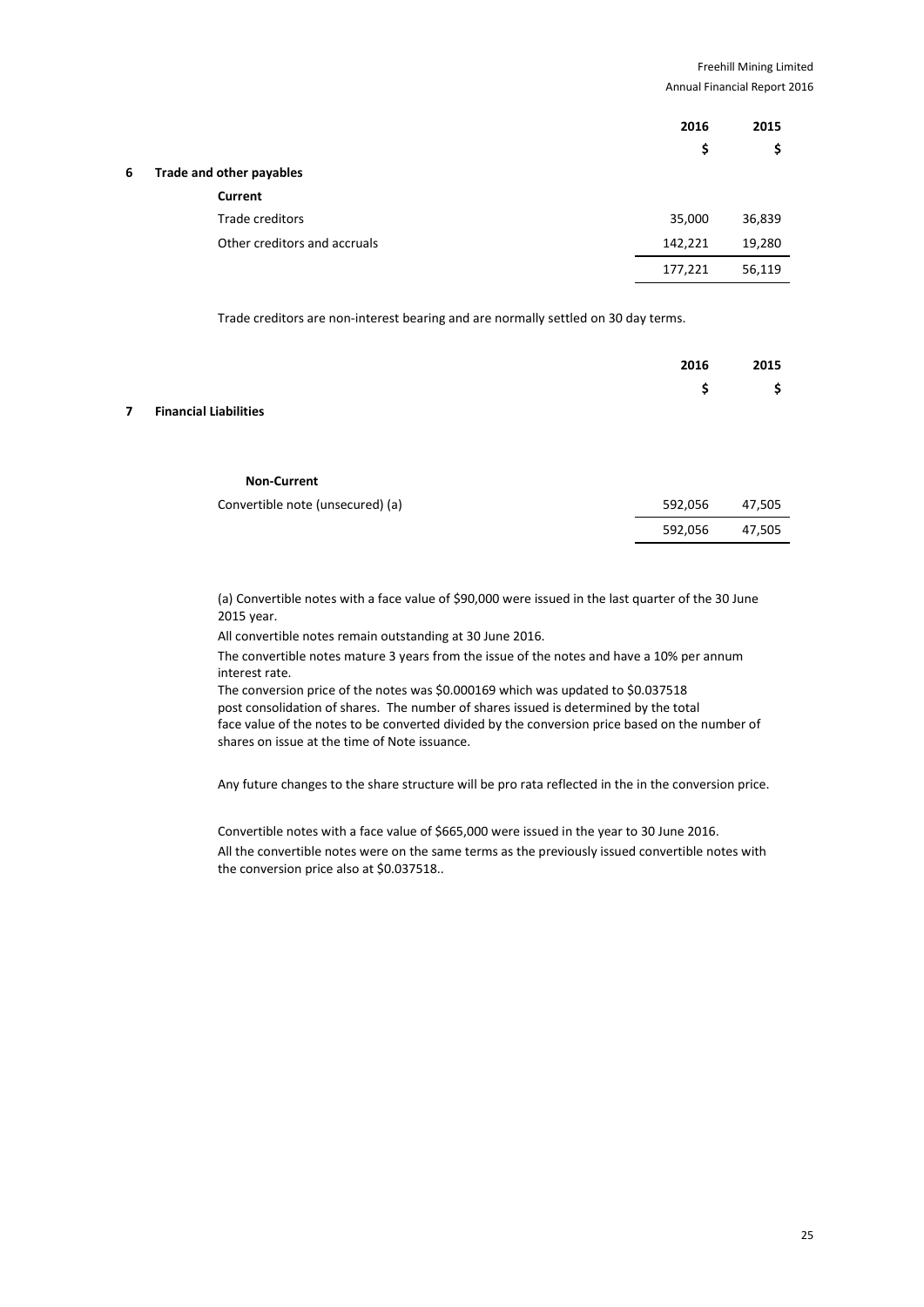## 6 Trade and other payables

| | 2016 | 2015 |
|---|---|---|
| | $ | $ |
| **Current** | | |
| Trade creditors | 35,000 | 36,839 |
| Other creditors and accruals | 142,221 | 19,280 |
| | 177,221 | 56,119 |

Trade creditors are non-interest bearing and are normally settled on 30 day terms.

## 7 Financial Liabilities

| | 2016 | 2015 |
|---|---|---|
| | $ | $ |
| **Non-Current** | | |
| Convertible note (unsecured) (a) | 592,056 | 47,505 |
| | 592,056 | 47,505 |

(a) Convertible notes with a face value of $90,000 were issued in the last quarter of the 30 June 2015 year.

All convertible notes remain outstanding at 30 June 2016.

The convertible notes mature 3 years from the issue of the notes and have a 10% per annum interest rate.

The conversion price of the notes was $0.000169 which was updated to $0.037518 post consolidation of shares. The number of shares issued is determined by the total face value of the notes to be converted divided by the conversion price based on the number of shares on issue at the time of Note issuance.

Any future changes to the share structure will be pro rata reflected in the in the conversion price.

Convertible notes with a face value of $665,000 were issued in the year to 30 June 2016.

All the convertible notes were on the same terms as the previously issued convertible notes with the conversion price also at $0.037518..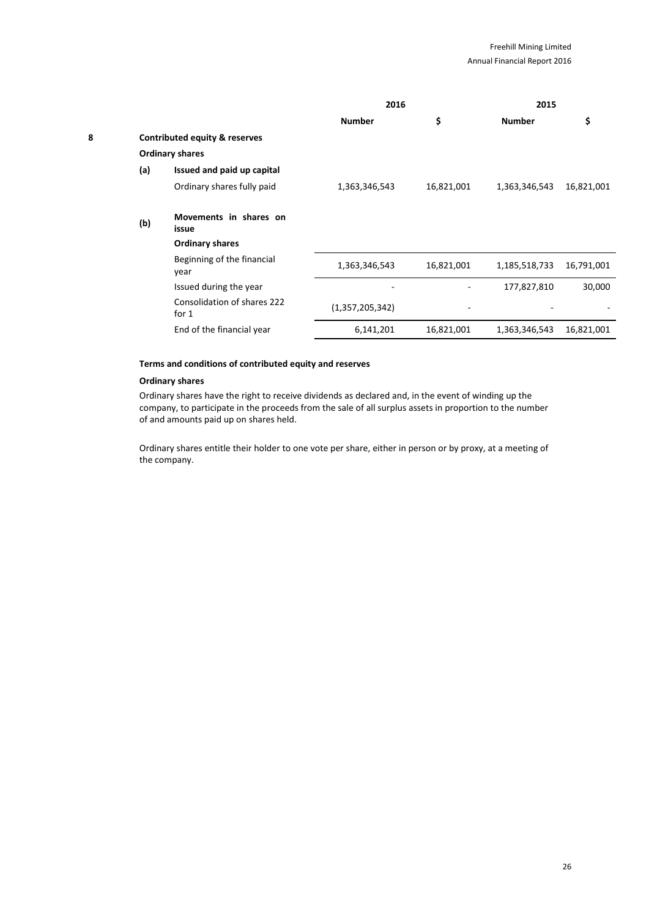| | | 2016 | | 2015 | |
|---|---|---|---|---|---|
| | | **Number** | **$** | **Number** | **$** |
| **8** | **Contributed equity & reserves** | | | | |
| | **Ordinary shares** | | | | |
| **(a)** | **Issued and paid up capital** | | | | |
| | Ordinary shares fully paid | 1,363,346,543 | 16,821,001 | 1,363,346,543 | 16,821,001 |
| **(b)** | **Movements in shares on issue** | | | | |
| | **Ordinary shares** | | | | |
| | Beginning of the financial year | 1,363,346,543 | 16,821,001 | 1,185,518,733 | 16,791,001 |
| | Issued during the year | - | - | 177,827,810 | 30,000 |
| | Consolidation of shares 222 for 1 | (1,357,205,342) | - | - | - |
| | End of the financial year | 6,141,201 | 16,821,001 | 1,363,346,543 | 16,821,001 |

**Terms and conditions of contributed equity and reserves**

**Ordinary shares**

Ordinary shares have the right to receive dividends as declared and, in the event of winding up the company, to participate in the proceeds from the sale of all surplus assets in proportion to the number of and amounts paid up on shares held.

Ordinary shares entitle their holder to one vote per share, either in person or by proxy, at a meeting of the company.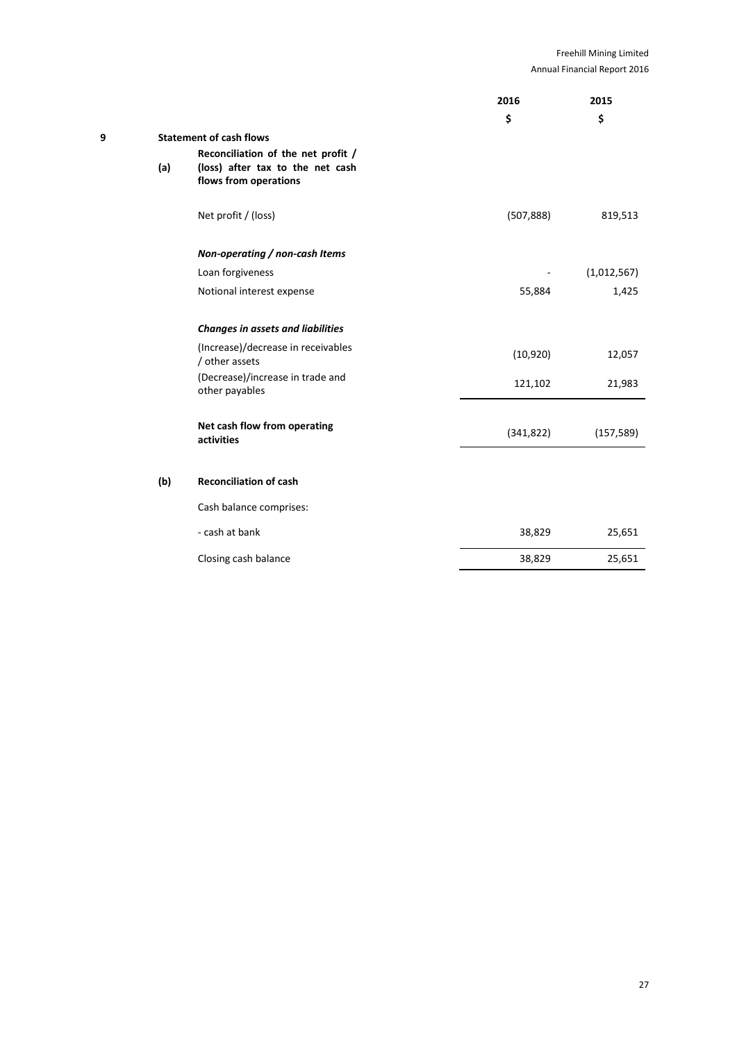## 9 Statement of cash flows

### (a) Reconciliation of the net profit / (loss) after tax to the net cash flows from operations

| | 2016 | 2015 |
|---|---|---|
| | $ | $ |
| Net profit / (loss) | (507,888) | 819,513 |
| ***Non-operating / non-cash Items*** | | |
| Loan forgiveness | - | (1,012,567) |
| Notional interest expense | 55,884 | 1,425 |
| ***Changes in assets and liabilities*** | | |
| (Increase)/decrease in receivables / other assets | (10,920) | 12,057 |
| (Decrease)/increase in trade and other payables | 121,102 | 21,983 |
| **Net cash flow from operating activities** | (341,822) | (157,589) |

### (b) Reconciliation of cash

| | 2016 | 2015 |
|---|---|---|
| Cash balance comprises: | | |
| - cash at bank | 38,829 | 25,651 |
| Closing cash balance | 38,829 | 25,651 |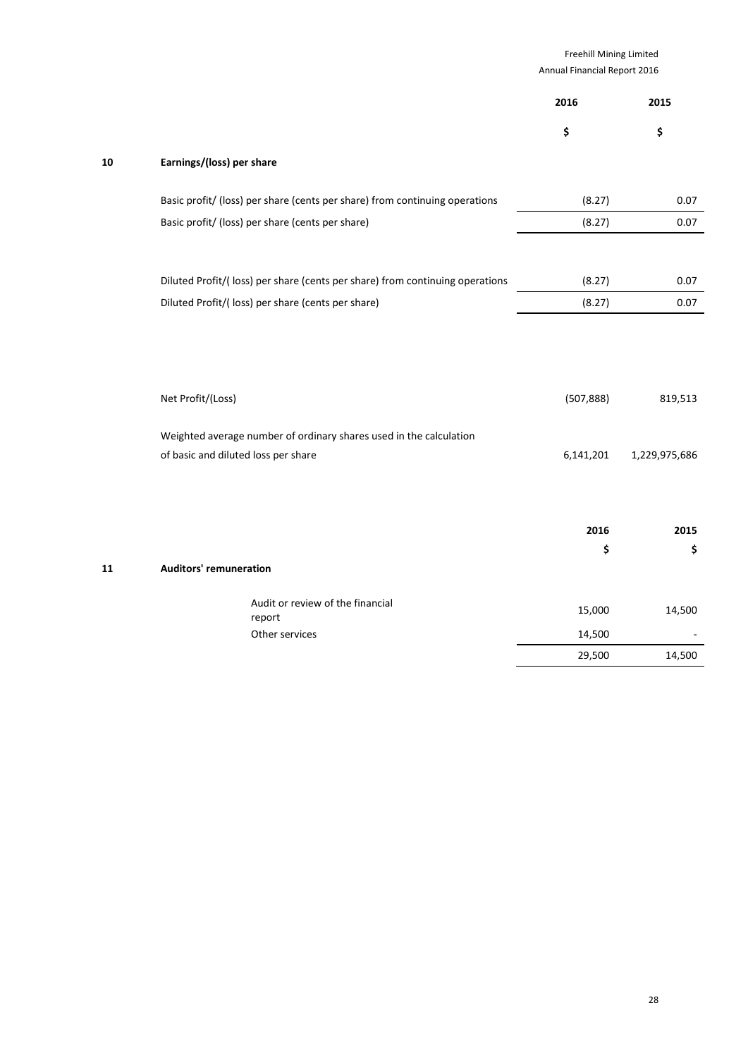| | 2016 | 2015 |
|---|---|---|
| | $ | $ |

## 10 Earnings/(loss) per share

| | 2016 | 2015 |
|---|---|---|
| Basic profit/ (loss) per share (cents per share) from continuing operations | (8.27) | 0.07 |
| Basic profit/ (loss) per share (cents per share) | (8.27) | 0.07 |
| | | |
| Diluted Profit/( loss) per share (cents per share) from continuing operations | (8.27) | 0.07 |
| Diluted Profit/( loss) per share (cents per share) | (8.27) | 0.07 |
| | | |
| Net Profit/(Loss) | (507,888) | 819,513 |
| Weighted average number of ordinary shares used in the calculation of basic and diluted loss per share | 6,141,201 | 1,229,975,686 |

## 11 Auditors' remuneration

| | 2016 | 2015 |
|---|---|---|
| | $ | $ |
| Audit or review of the financial report | 15,000 | 14,500 |
| Other services | 14,500 | - |
| | 29,500 | 14,500 |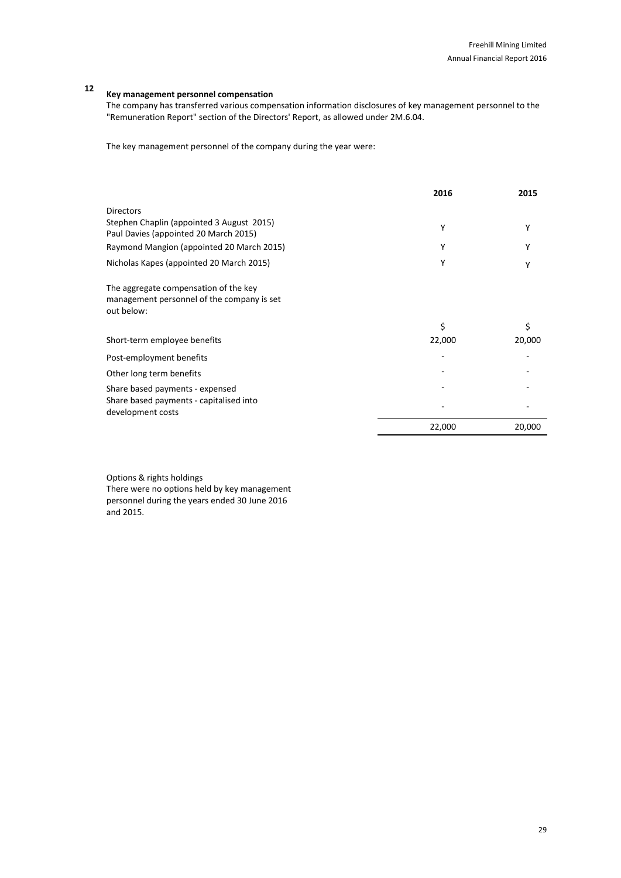## 12 Key management personnel compensation

The company has transferred various compensation information disclosures of key management personnel to the "Remuneration Report" section of the Directors' Report, as allowed under 2M.6.04.

The key management personnel of the company during the year were:

| | 2016 | 2015 |
|---|---|---|
| Directors | | |
| Stephen Chaplin (appointed 3 August 2015)<br>Paul Davies (appointed 20 March 2015) | Y | Y |
| Raymond Mangion (appointed 20 March 2015) | Y | Y |
| Nicholas Kapes (appointed 20 March 2015) | Y | Y |
| The aggregate compensation of the key management personnel of the company is set out below: | | |
| | $ | $ |
| Short-term employee benefits | 22,000 | 20,000 |
| Post-employment benefits | - | - |
| Other long term benefits | - | - |
| Share based payments - expensed | - | - |
| Share based payments - capitalised into development costs | - | - |
| | 22,000 | 20,000 |

Options & rights holdings

There were no options held by key management personnel during the years ended 30 June 2016 and 2015.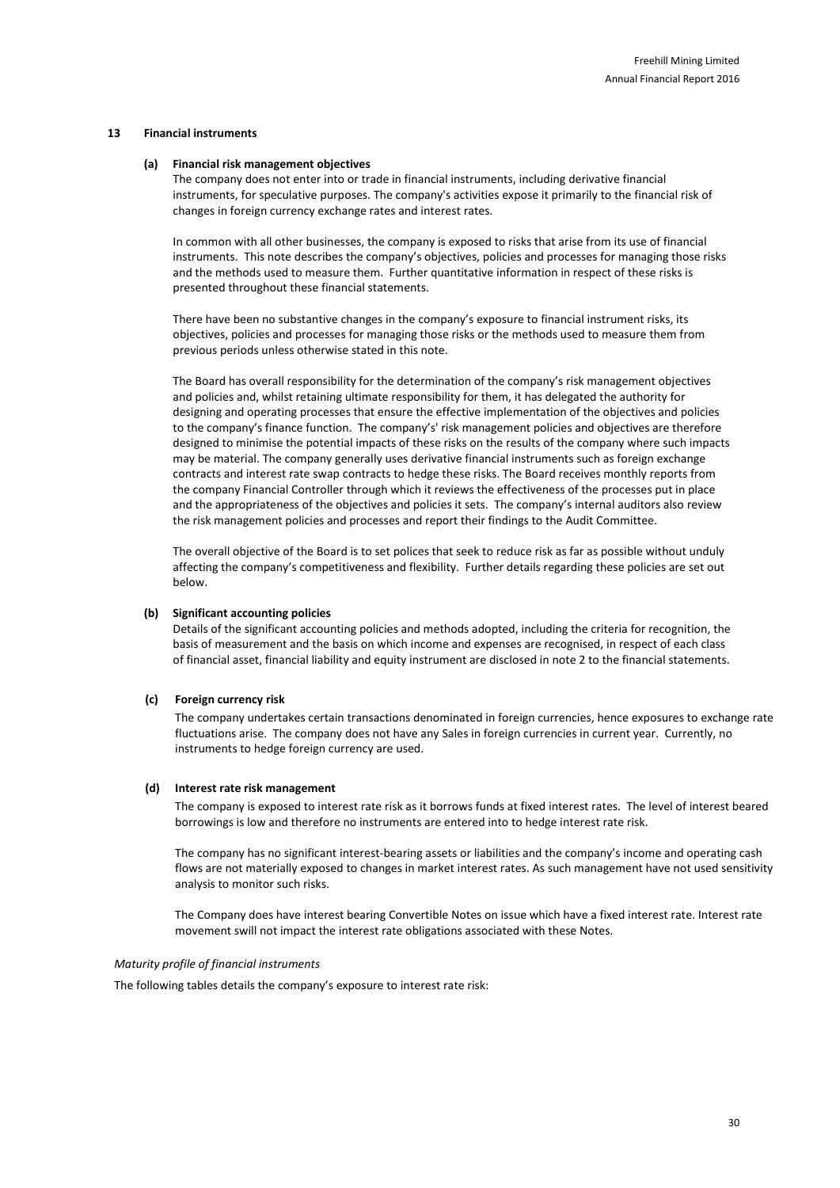## 13 Financial instruments

### (a) Financial risk management objectives

The company does not enter into or trade in financial instruments, including derivative financial instruments, for speculative purposes. The company's activities expose it primarily to the financial risk of changes in foreign currency exchange rates and interest rates.

In common with all other businesses, the company is exposed to risks that arise from its use of financial instruments. This note describes the company's objectives, policies and processes for managing those risks and the methods used to measure them. Further quantitative information in respect of these risks is presented throughout these financial statements.

There have been no substantive changes in the company's exposure to financial instrument risks, its objectives, policies and processes for managing those risks or the methods used to measure them from previous periods unless otherwise stated in this note.

The Board has overall responsibility for the determination of the company's risk management objectives and policies and, whilst retaining ultimate responsibility for them, it has delegated the authority for designing and operating processes that ensure the effective implementation of the objectives and policies to the company's finance function. The company's' risk management policies and objectives are therefore designed to minimise the potential impacts of these risks on the results of the company where such impacts may be material. The company generally uses derivative financial instruments such as foreign exchange contracts and interest rate swap contracts to hedge these risks. The Board receives monthly reports from the company Financial Controller through which it reviews the effectiveness of the processes put in place and the appropriateness of the objectives and policies it sets. The company's internal auditors also review the risk management policies and processes and report their findings to the Audit Committee.

The overall objective of the Board is to set polices that seek to reduce risk as far as possible without unduly affecting the company's competitiveness and flexibility. Further details regarding these policies are set out below.

### (b) Significant accounting policies

Details of the significant accounting policies and methods adopted, including the criteria for recognition, the basis of measurement and the basis on which income and expenses are recognised, in respect of each class of financial asset, financial liability and equity instrument are disclosed in note 2 to the financial statements.

### (c) Foreign currency risk

The company undertakes certain transactions denominated in foreign currencies, hence exposures to exchange rate fluctuations arise. The company does not have any Sales in foreign currencies in current year. Currently, no instruments to hedge foreign currency are used.

### (d) Interest rate risk management

The company is exposed to interest rate risk as it borrows funds at fixed interest rates. The level of interest beared borrowings is low and therefore no instruments are entered into to hedge interest rate risk.

The company has no significant interest-bearing assets or liabilities and the company's income and operating cash flows are not materially exposed to changes in market interest rates. As such management have not used sensitivity analysis to monitor such risks.

The Company does have interest bearing Convertible Notes on issue which have a fixed interest rate. Interest rate movement swill not impact the interest rate obligations associated with these Notes.

*Maturity profile of financial instruments*

The following tables details the company's exposure to interest rate risk: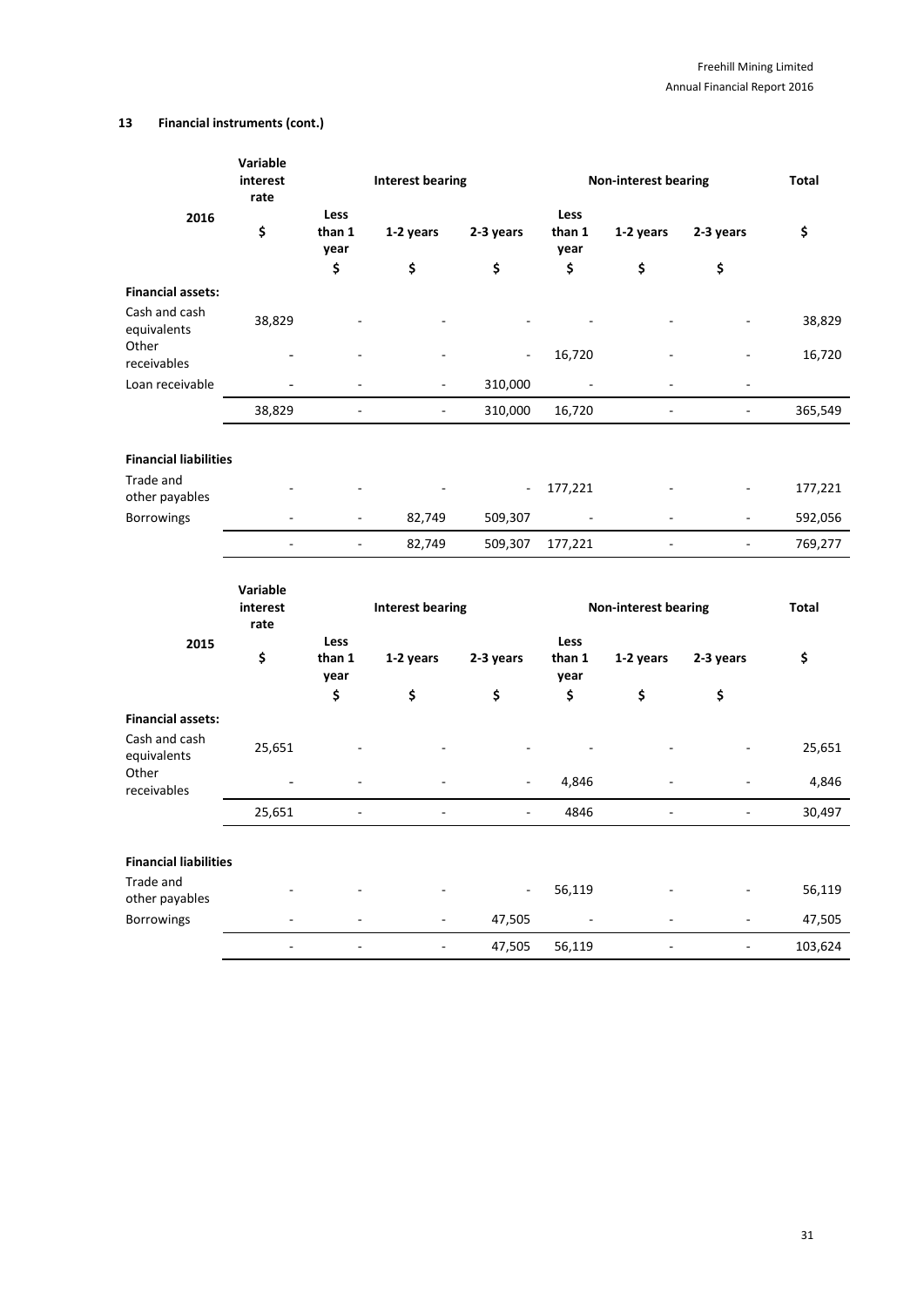## 13 Financial instruments (cont.)

| 2016 | Variable interest rate | Interest bearing | | | Non-interest bearing | | | Total |
|---|---|---|---|---|---|---|---|---|
| | $ | Less than 1 year | 1-2 years | 2-3 years | Less than 1 year | 1-2 years | 2-3 years | $ |
| | | $ | $ | $ | $ | $ | $ | |
| **Financial assets:** | | | | | | | | |
| Cash and cash equivalents | 38,829 | - | - | - | - | - | - | 38,829 |
| Other receivables | - | - | - | - | 16,720 | - | - | 16,720 |
| Loan receivable | - | - | - | 310,000 | - | - | - | |
| | 38,829 | - | - | 310,000 | 16,720 | - | - | 365,549 |
| **Financial liabilities** | | | | | | | | |
| Trade and other payables | - | - | - | - | 177,221 | - | - | 177,221 |
| Borrowings | - | - | 82,749 | 509,307 | - | - | - | 592,056 |
| | - | - | 82,749 | 509,307 | 177,221 | - | - | 769,277 |

| 2015 | Variable interest rate | Interest bearing | | | Non-interest bearing | | | Total |
|---|---|---|---|---|---|---|---|---|
| | $ | Less than 1 year | 1-2 years | 2-3 years | Less than 1 year | 1-2 years | 2-3 years | $ |
| | | $ | $ | $ | $ | $ | $ | |
| **Financial assets:** | | | | | | | | |
| Cash and cash equivalents | 25,651 | - | - | - | - | - | - | 25,651 |
| Other receivables | - | - | - | - | 4,846 | - | - | 4,846 |
| | 25,651 | - | - | - | 4846 | - | - | 30,497 |
| **Financial liabilities** | | | | | | | | |
| Trade and other payables | - | - | - | - | 56,119 | - | - | 56,119 |
| Borrowings | - | - | - | 47,505 | - | - | - | 47,505 |
| | - | - | - | 47,505 | 56,119 | - | - | 103,624 |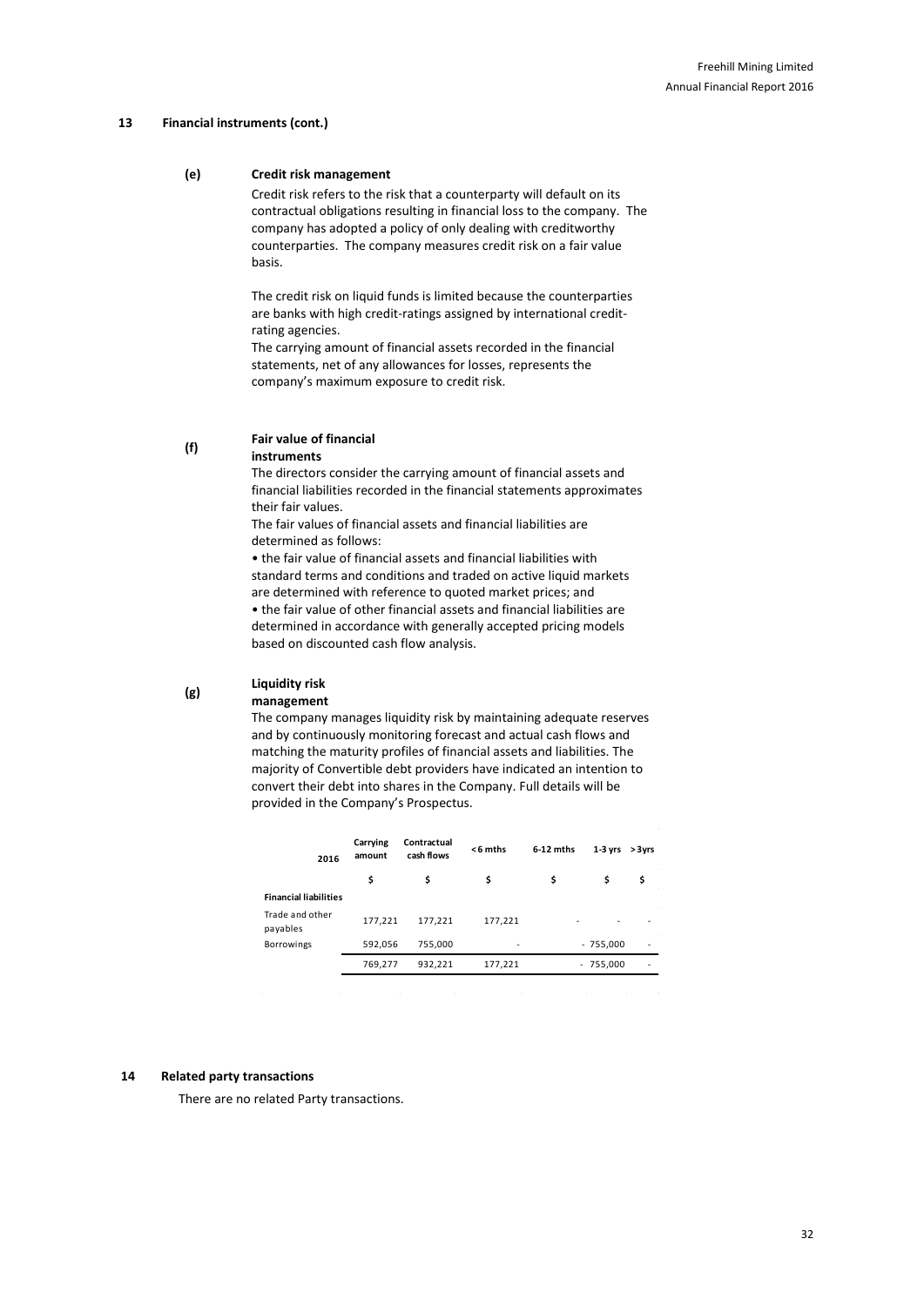## 13 Financial instruments (cont.)

### (e) Credit risk management

Credit risk refers to the risk that a counterparty will default on its contractual obligations resulting in financial loss to the company. The company has adopted a policy of only dealing with creditworthy counterparties. The company measures credit risk on a fair value basis.

The credit risk on liquid funds is limited because the counterparties are banks with high credit-ratings assigned by international credit-rating agencies.

The carrying amount of financial assets recorded in the financial statements, net of any allowances for losses, represents the company's maximum exposure to credit risk.

### (f) Fair value of financial instruments

The directors consider the carrying amount of financial assets and financial liabilities recorded in the financial statements approximates their fair values.

The fair values of financial assets and financial liabilities are determined as follows:

• the fair value of financial assets and financial liabilities with standard terms and conditions and traded on active liquid markets are determined with reference to quoted market prices; and

• the fair value of other financial assets and financial liabilities are determined in accordance with generally accepted pricing models based on discounted cash flow analysis.

### (g) Liquidity risk management

The company manages liquidity risk by maintaining adequate reserves and by continuously monitoring forecast and actual cash flows and matching the maturity profiles of financial assets and liabilities. The majority of Convertible debt providers have indicated an intention to convert their debt into shares in the Company. Full details will be provided in the Company's Prospectus.

| 2016 | Carrying amount | Contractual cash flows | <6 mths | 6-12 mths | 1-3 yrs | >3yrs |
|---|---|---|---|---|---|---|
| | $ | $ | $ | $ | $ | $ |
| **Financial liabilities** | | | | | | |
| Trade and other payables | 177,221 | 177,221 | 177,221 | - | - | - |
| Borrowings | 592,056 | 755,000 | - | - | 755,000 | - |
| | 769,277 | 932,221 | 177,221 | - | 755,000 | - |

## 14 Related party transactions

There are no related Party transactions.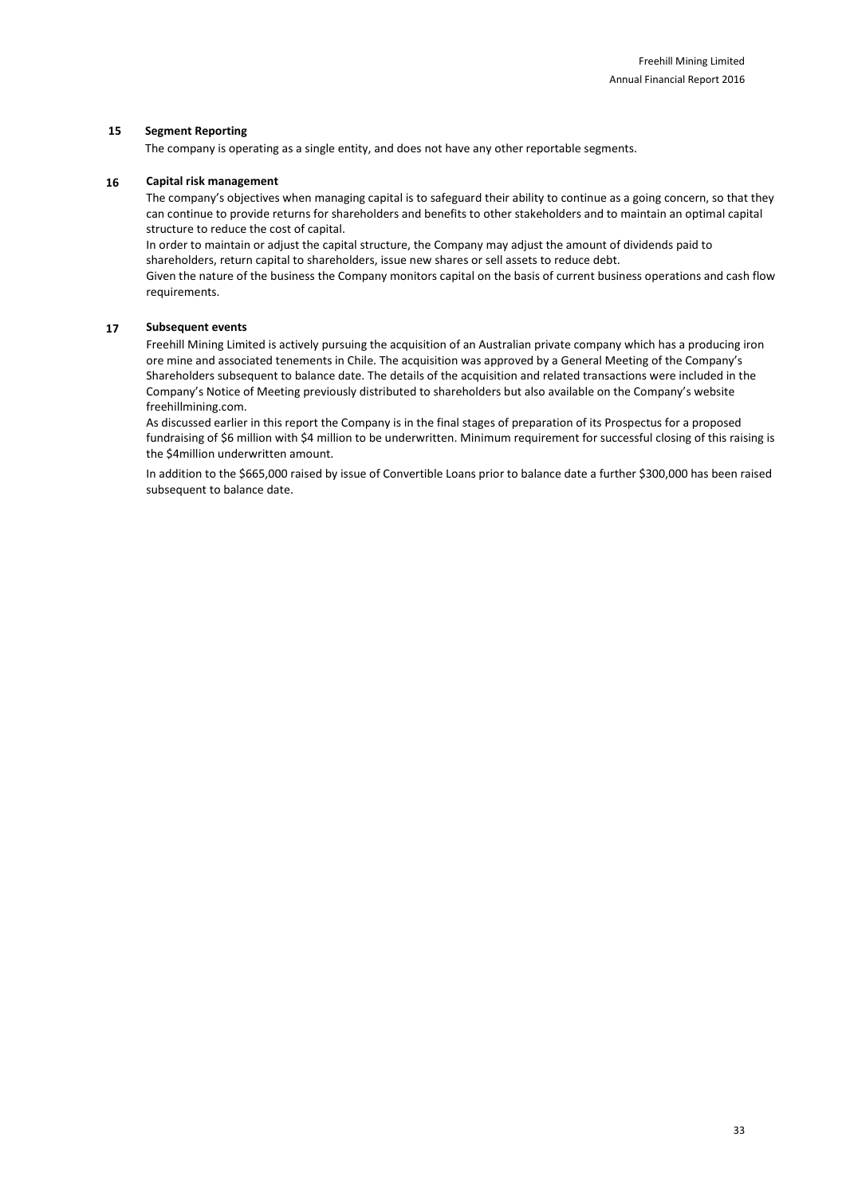## 15 Segment Reporting

The company is operating as a single entity, and does not have any other reportable segments.

## 16 Capital risk management

The company's objectives when managing capital is to safeguard their ability to continue as a going concern, so that they can continue to provide returns for shareholders and benefits to other stakeholders and to maintain an optimal capital structure to reduce the cost of capital.

In order to maintain or adjust the capital structure, the Company may adjust the amount of dividends paid to shareholders, return capital to shareholders, issue new shares or sell assets to reduce debt.

Given the nature of the business the Company monitors capital on the basis of current business operations and cash flow requirements.

## 17 Subsequent events

Freehill Mining Limited is actively pursuing the acquisition of an Australian private company which has a producing iron ore mine and associated tenements in Chile. The acquisition was approved by a General Meeting of the Company's Shareholders subsequent to balance date. The details of the acquisition and related transactions were included in the Company's Notice of Meeting previously distributed to shareholders but also available on the Company's website freehillmining.com.

As discussed earlier in this report the Company is in the final stages of preparation of its Prospectus for a proposed fundraising of $6 million with $4 million to be underwritten. Minimum requirement for successful closing of this raising is the $4million underwritten amount.

In addition to the $665,000 raised by issue of Convertible Loans prior to balance date a further $300,000 has been raised subsequent to balance date.